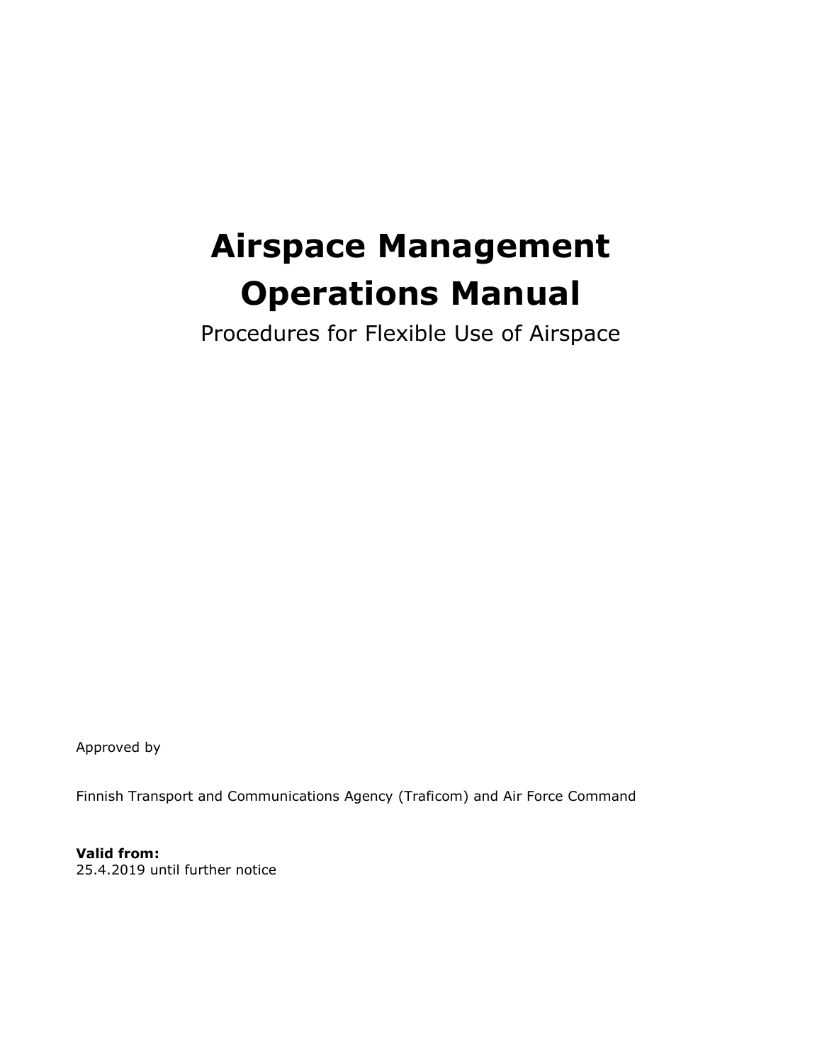# Airspace Management Operations Manual

Procedures for Flexible Use of Airspace

Approved by

Finnish Transport and Communications Agency (Traficom) and Air Force Command

**Valid from:**
25.4.2019 until further notice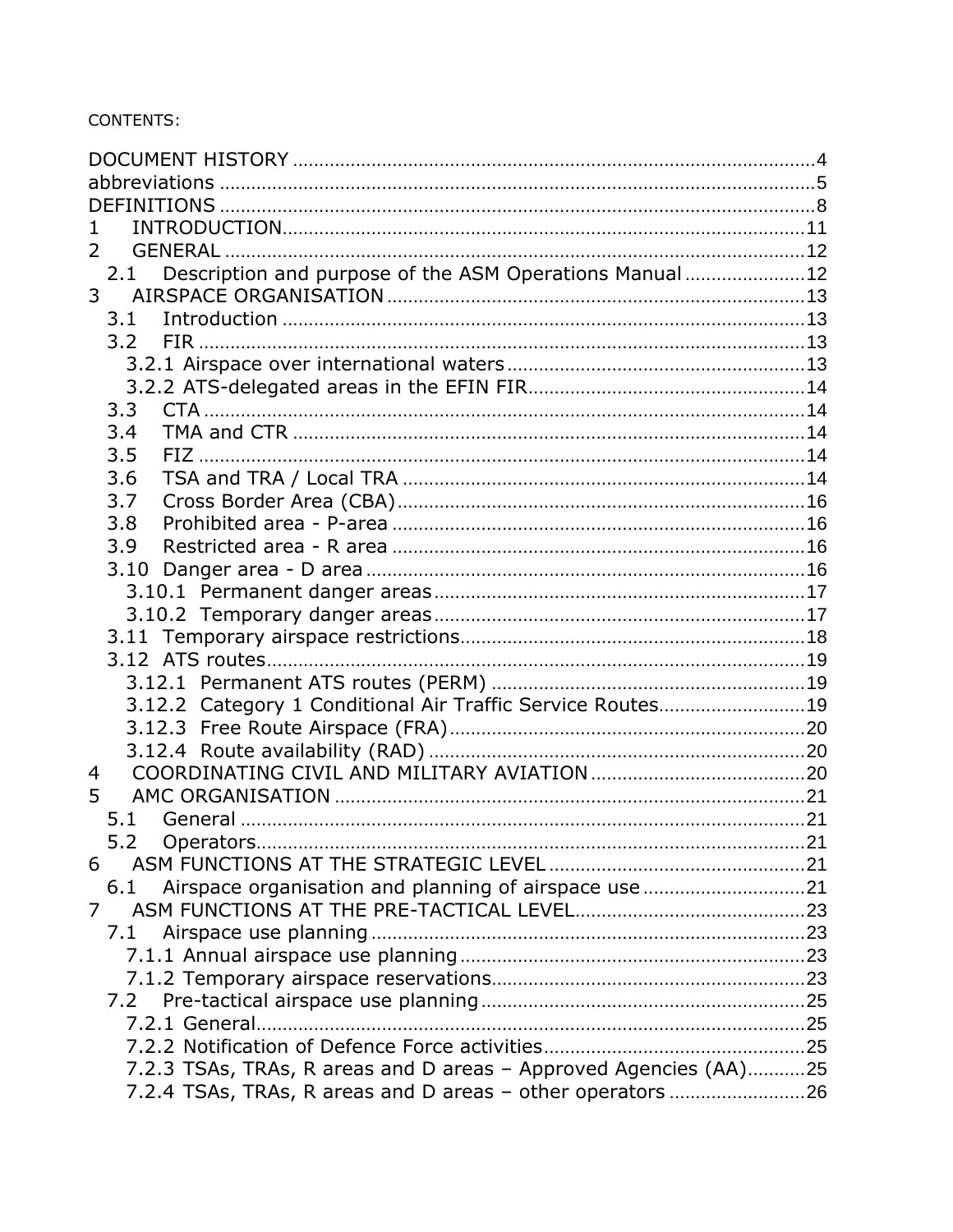CONTENTS:

DOCUMENT HISTORY ....................................................................................... 4
abbreviations ................................................................................................ 5
DEFINITIONS ................................................................................................. 8
1 INTRODUCTION .......................................................................................... 11
2 GENERAL ..................................................................................................... 12
  2.1 Description and purpose of the ASM Operations Manual ...................... 12
3 AIRSPACE ORGANISATION ......................................................................... 13
  3.1 Introduction ............................................................................................ 13
  3.2 FIR .......................................................................................................... 13
    3.2.1 Airspace over international waters ................................................... 13
    3.2.2 ATS-delegated areas in the EFIN FIR ................................................ 14
  3.3 CTA ......................................................................................................... 14
  3.4 TMA and CTR .......................................................................................... 14
  3.5 FIZ .......................................................................................................... 14
  3.6 TSA and TRA / Local TRA ....................................................................... 14
  3.7 Cross Border Area (CBA) ........................................................................ 16
  3.8 Prohibited area - P-area ......................................................................... 16
  3.9 Restricted area - R area .......................................................................... 16
  3.10 Danger area - D area ............................................................................ 16
    3.10.1 Permanent danger areas ................................................................. 17
    3.10.2 Temporary danger areas ................................................................. 17
  3.11 Temporary airspace restrictions ............................................................ 18
  3.12 ATS routes ............................................................................................ 19
    3.12.1 Permanent ATS routes (PERM) ........................................................ 19
    3.12.2 Category 1 Conditional Air Traffic Service Routes ........................... 19
    3.12.3 Free Route Airspace (FRA) ............................................................... 20
    3.12.4 Route availability (RAD) .................................................................. 20
4 COORDINATING CIVIL AND MILITARY AVIATION ....................................... 20
5 AMC ORGANISATION .................................................................................. 21
  5.1 General ................................................................................................... 21
  5.2 Operators ................................................................................................ 21
6 ASM FUNCTIONS AT THE STRATEGIC LEVEL ............................................... 21
  6.1 Airspace organisation and planning of airspace use ............................... 21
7 ASM FUNCTIONS AT THE PRE-TACTICAL LEVEL ........................................... 23
  7.1 Airspace use planning ............................................................................. 23
    7.1.1 Annual airspace use planning ............................................................ 23
    7.1.2 Temporary airspace reservations ....................................................... 23
  7.2 Pre-tactical airspace use planning ........................................................... 25
    7.2.1 General ............................................................................................. 25
    7.2.2 Notification of Defence Force activities ............................................. 25
    7.2.3 TSAs, TRAs, R areas and D areas – Approved Agencies (AA) ........... 25
    7.2.4 TSAs, TRAs, R areas and D areas – other operators ......................... 26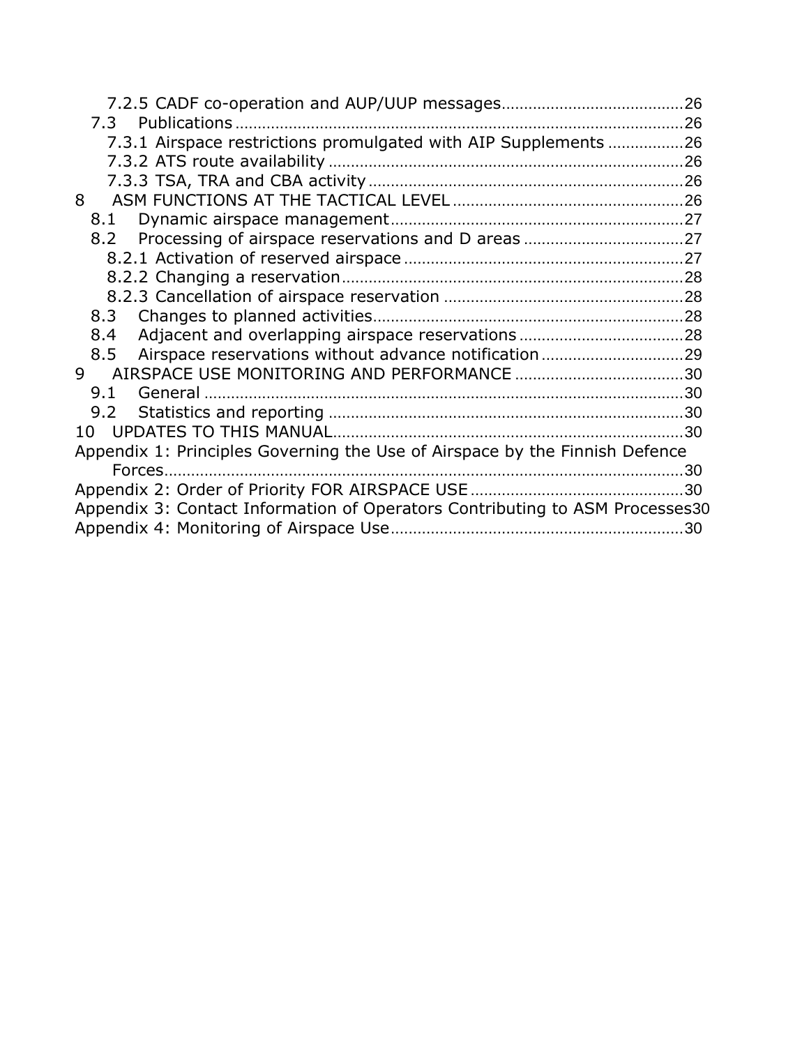7.2.5 CADF co-operation and AUP/UUP messages........................................26
7.3 Publications........................................................................................26
7.3.1 Airspace restrictions promulgated with AIP Supplements ................26
7.3.2 ATS route availability ........................................................................26
7.3.3 TSA, TRA and CBA activity ...............................................................26
8 ASM FUNCTIONS AT THE TACTICAL LEVEL ...................................................26
8.1 Dynamic airspace management.................................................................27
8.2 Processing of airspace reservations and D areas ....................................27
8.2.1 Activation of reserved airspace .............................................................27
8.2.2 Changing a reservation.........................................................................28
8.2.3 Cancellation of airspace reservation .....................................................28
8.3 Changes to planned activities.....................................................................28
8.4 Adjacent and overlapping airspace reservations .....................................28
8.5 Airspace reservations without advance notification ................................29
9 AIRSPACE USE MONITORING AND PERFORMANCE ......................................30
9.1 General ........................................................................................................30
9.2 Statistics and reporting ...............................................................................30
10 UPDATES TO THIS MANUAL..............................................................................30
Appendix 1: Principles Governing the Use of Airspace by the Finnish Defence Forces.....................................................................................................................30
Appendix 2: Order of Priority FOR AIRSPACE USE ...............................................30
Appendix 3: Contact Information of Operators Contributing to ASM Processes30
Appendix 4: Monitoring of Airspace Use.................................................................30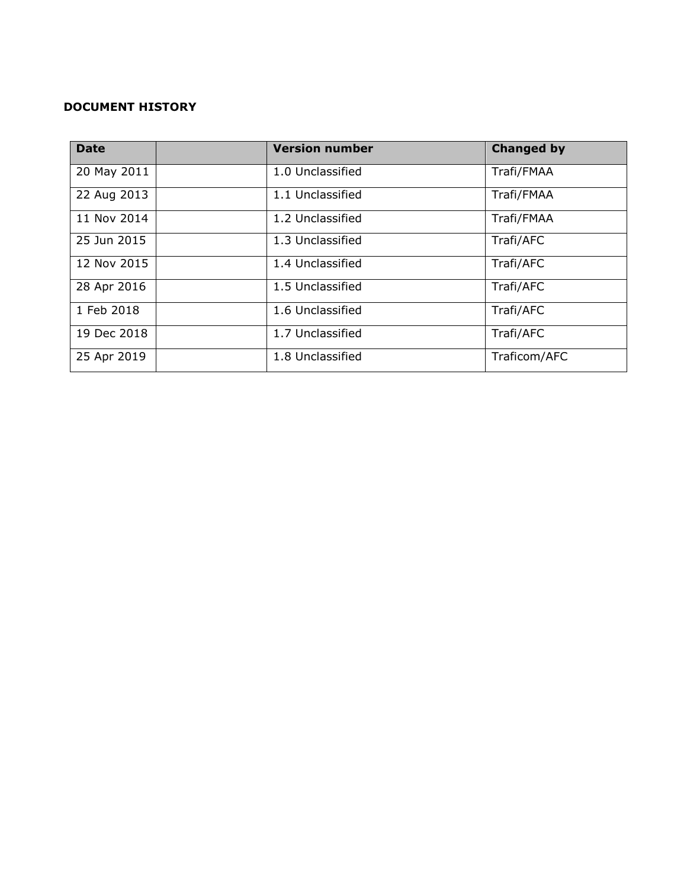**DOCUMENT HISTORY**

| Date | | Version number | Changed by |
|---|---|---|---|
| 20 May 2011 | | 1.0 Unclassified | Trafi/FMAA |
| 22 Aug 2013 | | 1.1 Unclassified | Trafi/FMAA |
| 11 Nov 2014 | | 1.2 Unclassified | Trafi/FMAA |
| 25 Jun 2015 | | 1.3 Unclassified | Trafi/AFC |
| 12 Nov 2015 | | 1.4 Unclassified | Trafi/AFC |
| 28 Apr 2016 | | 1.5 Unclassified | Trafi/AFC |
| 1 Feb 2018 | | 1.6 Unclassified | Trafi/AFC |
| 19 Dec 2018 | | 1.7 Unclassified | Trafi/AFC |
| 25 Apr 2019 | | 1.8 Unclassified | Traficom/AFC |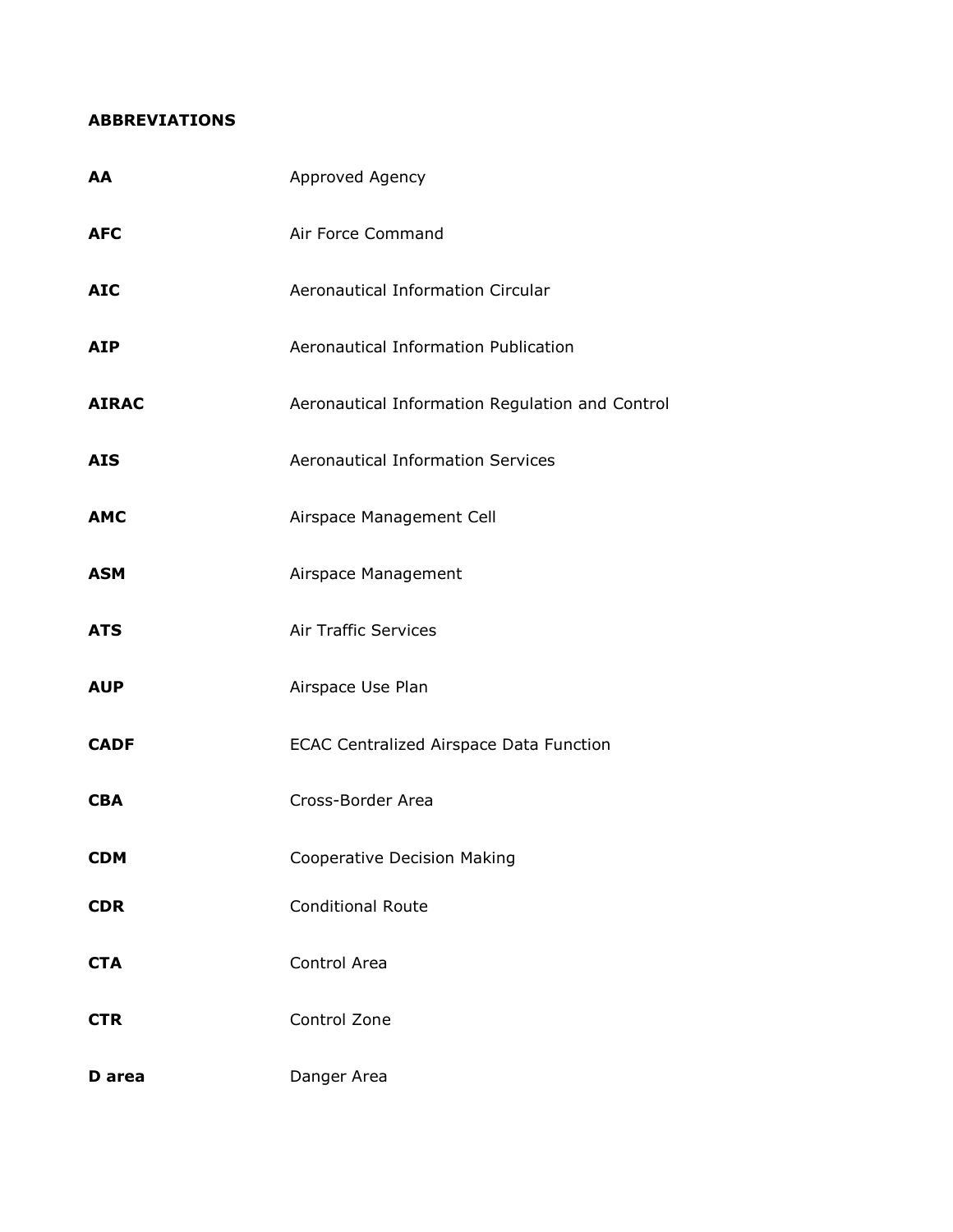**ABBREVIATIONS**

| | |
|---|---|
| **AA** | Approved Agency |
| **AFC** | Air Force Command |
| **AIC** | Aeronautical Information Circular |
| **AIP** | Aeronautical Information Publication |
| **AIRAC** | Aeronautical Information Regulation and Control |
| **AIS** | Aeronautical Information Services |
| **AMC** | Airspace Management Cell |
| **ASM** | Airspace Management |
| **ATS** | Air Traffic Services |
| **AUP** | Airspace Use Plan |
| **CADF** | ECAC Centralized Airspace Data Function |
| **CBA** | Cross-Border Area |
| **CDM** | Cooperative Decision Making |
| **CDR** | Conditional Route |
| **CTA** | Control Area |
| **CTR** | Control Zone |
| **D area** | Danger Area |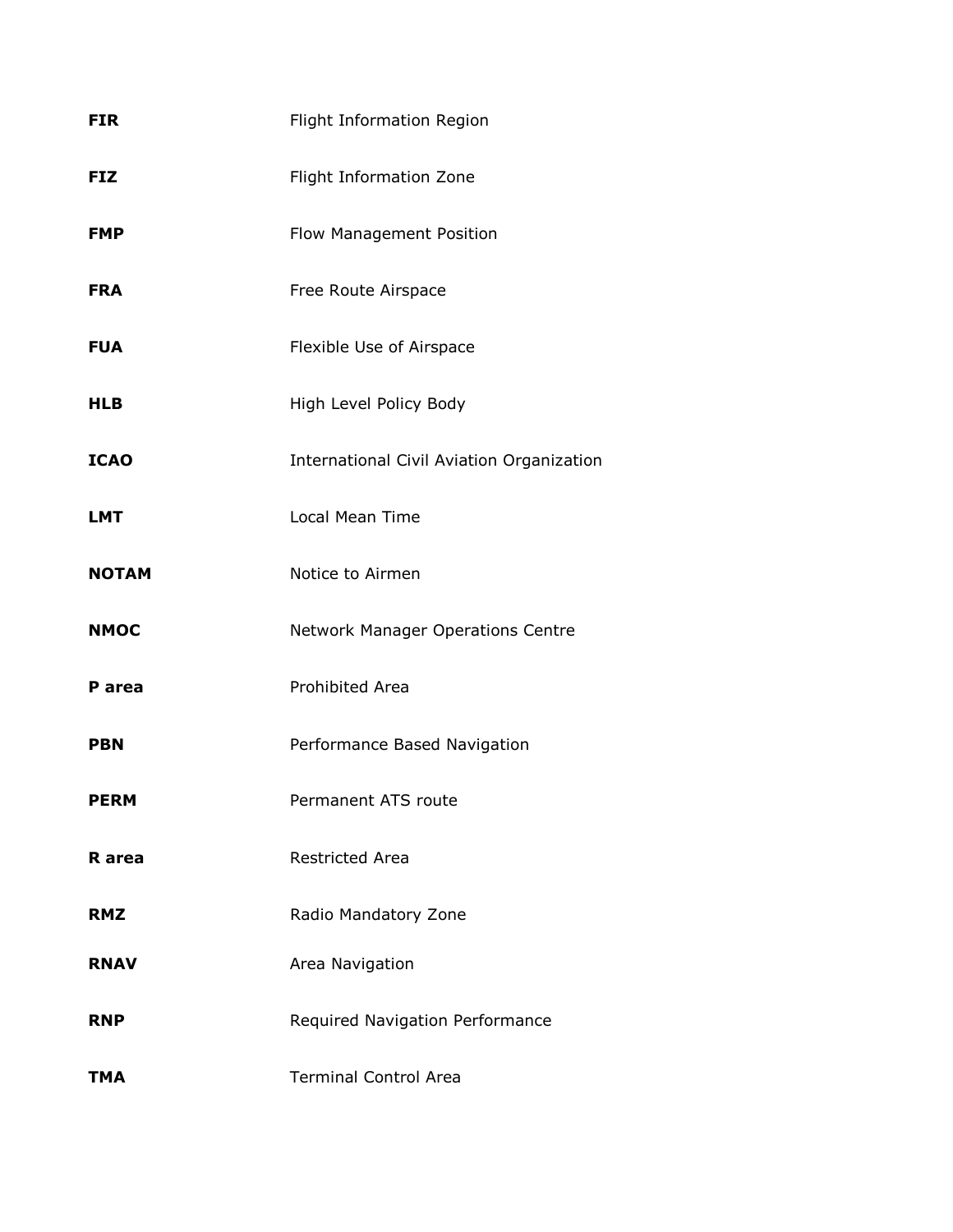| | |
|---|---|
| **FIR** | Flight Information Region |
| **FIZ** | Flight Information Zone |
| **FMP** | Flow Management Position |
| **FRA** | Free Route Airspace |
| **FUA** | Flexible Use of Airspace |
| **HLB** | High Level Policy Body |
| **ICAO** | International Civil Aviation Organization |
| **LMT** | Local Mean Time |
| **NOTAM** | Notice to Airmen |
| **NMOC** | Network Manager Operations Centre |
| **P area** | Prohibited Area |
| **PBN** | Performance Based Navigation |
| **PERM** | Permanent ATS route |
| **R area** | Restricted Area |
| **RMZ** | Radio Mandatory Zone |
| **RNAV** | Area Navigation |
| **RNP** | Required Navigation Performance |
| **TMA** | Terminal Control Area |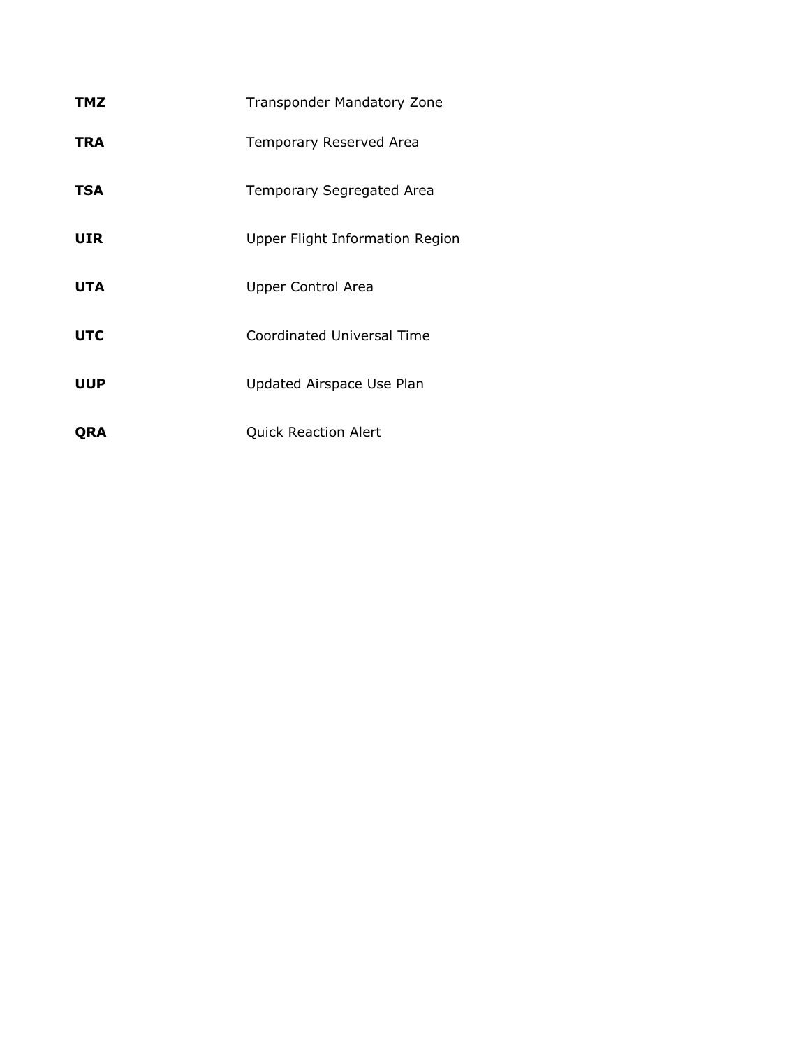| | |
|---|---|
| **TMZ** | Transponder Mandatory Zone |
| **TRA** | Temporary Reserved Area |
| **TSA** | Temporary Segregated Area |
| **UIR** | Upper Flight Information Region |
| **UTA** | Upper Control Area |
| **UTC** | Coordinated Universal Time |
| **UUP** | Updated Airspace Use Plan |
| **QRA** | Quick Reaction Alert |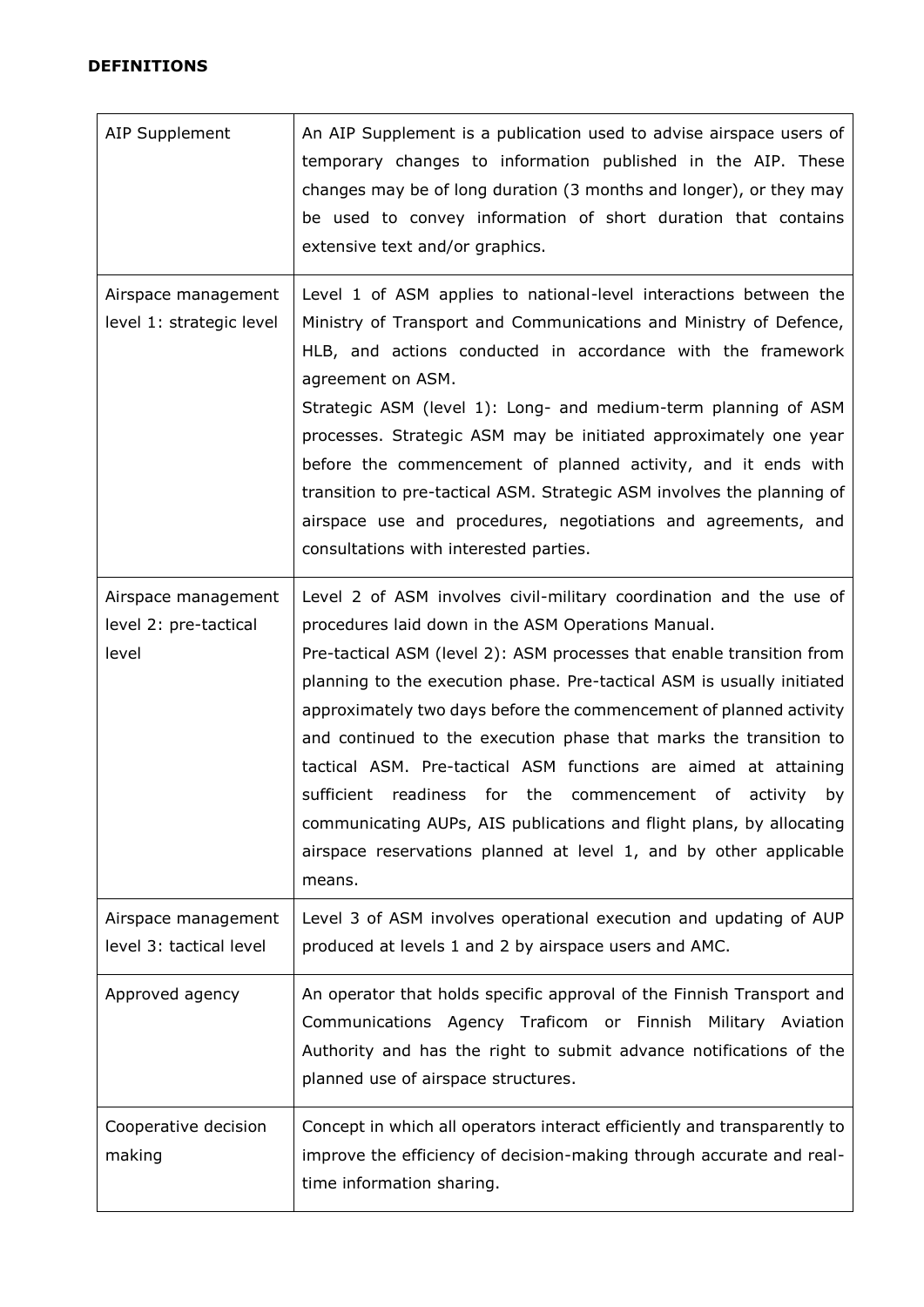**DEFINITIONS**

| | |
|---|---|
| AIP Supplement | An AIP Supplement is a publication used to advise airspace users of temporary changes to information published in the AIP. These changes may be of long duration (3 months and longer), or they may be used to convey information of short duration that contains extensive text and/or graphics. |
| Airspace management level 1: strategic level | Level 1 of ASM applies to national-level interactions between the Ministry of Transport and Communications and Ministry of Defence, HLB, and actions conducted in accordance with the framework agreement on ASM.<br>Strategic ASM (level 1): Long- and medium-term planning of ASM processes. Strategic ASM may be initiated approximately one year before the commencement of planned activity, and it ends with transition to pre-tactical ASM. Strategic ASM involves the planning of airspace use and procedures, negotiations and agreements, and consultations with interested parties. |
| Airspace management level 2: pre-tactical level | Level 2 of ASM involves civil-military coordination and the use of procedures laid down in the ASM Operations Manual.<br>Pre-tactical ASM (level 2): ASM processes that enable transition from planning to the execution phase. Pre-tactical ASM is usually initiated approximately two days before the commencement of planned activity and continued to the execution phase that marks the transition to tactical ASM. Pre-tactical ASM functions are aimed at attaining sufficient readiness for the commencement of activity by communicating AUPs, AIS publications and flight plans, by allocating airspace reservations planned at level 1, and by other applicable means. |
| Airspace management level 3: tactical level | Level 3 of ASM involves operational execution and updating of AUP produced at levels 1 and 2 by airspace users and AMC. |
| Approved agency | An operator that holds specific approval of the Finnish Transport and Communications Agency Traficom or Finnish Military Aviation Authority and has the right to submit advance notifications of the planned use of airspace structures. |
| Cooperative decision making | Concept in which all operators interact efficiently and transparently to improve the efficiency of decision-making through accurate and real-time information sharing. |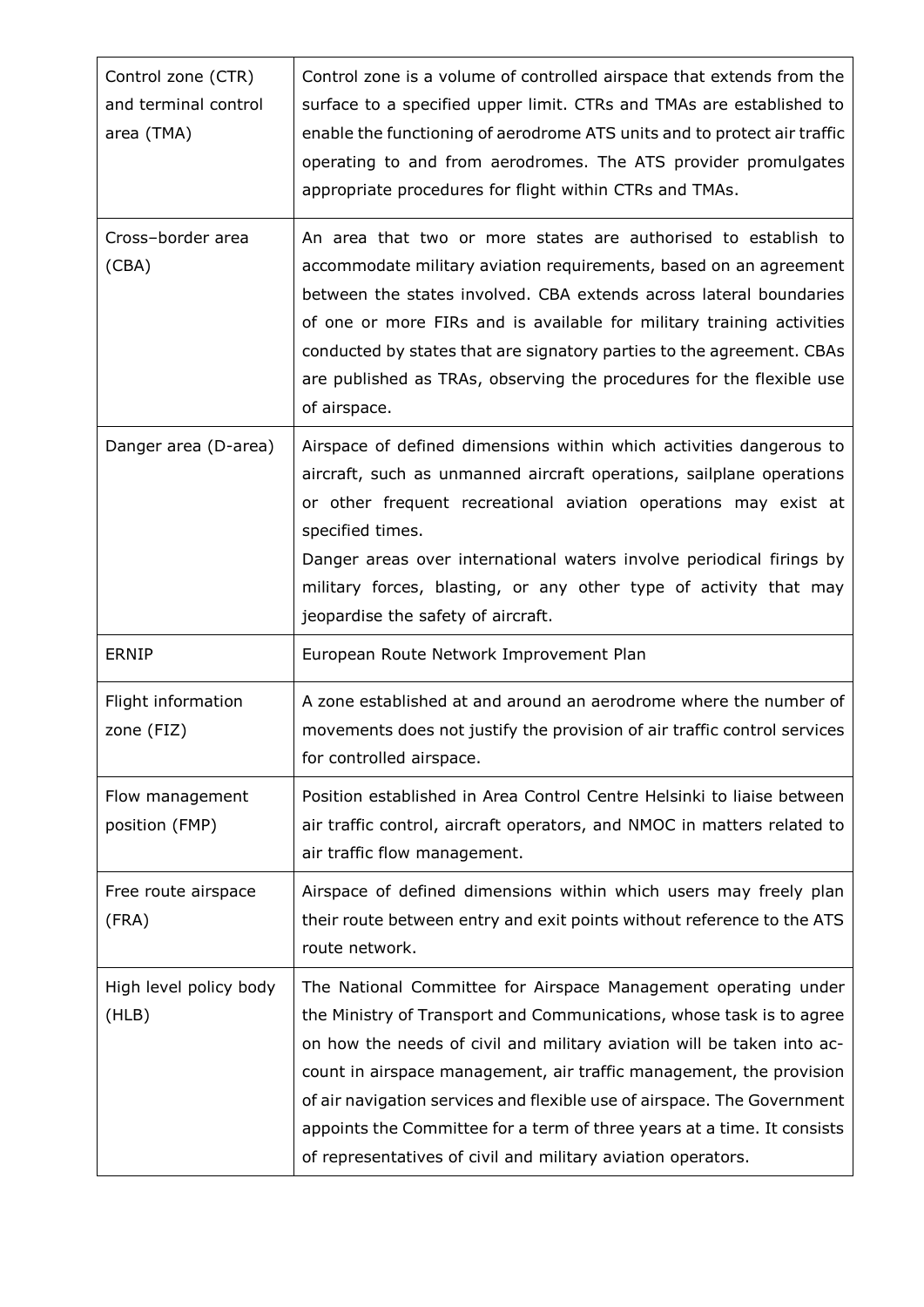| | |
|---|---|
| Control zone (CTR) and terminal control area (TMA) | Control zone is a volume of controlled airspace that extends from the surface to a specified upper limit. CTRs and TMAs are established to enable the functioning of aerodrome ATS units and to protect air traffic operating to and from aerodromes. The ATS provider promulgates appropriate procedures for flight within CTRs and TMAs. |
| Cross–border area (CBA) | An area that two or more states are authorised to establish to accommodate military aviation requirements, based on an agreement between the states involved. CBA extends across lateral boundaries of one or more FIRs and is available for military training activities conducted by states that are signatory parties to the agreement. CBAs are published as TRAs, observing the procedures for the flexible use of airspace. |
| Danger area (D-area) | Airspace of defined dimensions within which activities dangerous to aircraft, such as unmanned aircraft operations, sailplane operations or other frequent recreational aviation operations may exist at specified times.<br>Danger areas over international waters involve periodical firings by military forces, blasting, or any other type of activity that may jeopardise the safety of aircraft. |
| ERNIP | European Route Network Improvement Plan |
| Flight information zone (FIZ) | A zone established at and around an aerodrome where the number of movements does not justify the provision of air traffic control services for controlled airspace. |
| Flow management position (FMP) | Position established in Area Control Centre Helsinki to liaise between air traffic control, aircraft operators, and NMOC in matters related to air traffic flow management. |
| Free route airspace (FRA) | Airspace of defined dimensions within which users may freely plan their route between entry and exit points without reference to the ATS route network. |
| High level policy body (HLB) | The National Committee for Airspace Management operating under the Ministry of Transport and Communications, whose task is to agree on how the needs of civil and military aviation will be taken into account in airspace management, air traffic management, the provision of air navigation services and flexible use of airspace. The Government appoints the Committee for a term of three years at a time. It consists of representatives of civil and military aviation operators. |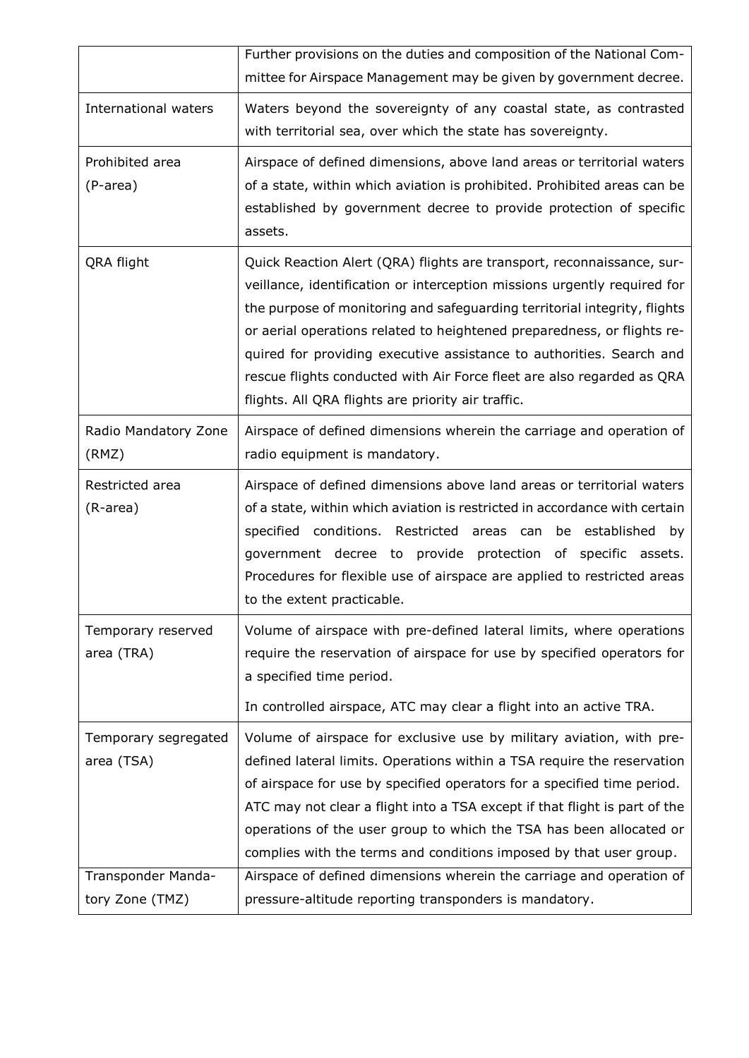| | |
|---|---|
| | Further provisions on the duties and composition of the National Committee for Airspace Management may be given by government decree. |
| International waters | Waters beyond the sovereignty of any coastal state, as contrasted with territorial sea, over which the state has sovereignty. |
| Prohibited area (P-area) | Airspace of defined dimensions, above land areas or territorial waters of a state, within which aviation is prohibited. Prohibited areas can be established by government decree to provide protection of specific assets. |
| QRA flight | Quick Reaction Alert (QRA) flights are transport, reconnaissance, surveillance, identification or interception missions urgently required for the purpose of monitoring and safeguarding territorial integrity, flights or aerial operations related to heightened preparedness, or flights required for providing executive assistance to authorities. Search and rescue flights conducted with Air Force fleet are also regarded as QRA flights. All QRA flights are priority air traffic. |
| Radio Mandatory Zone (RMZ) | Airspace of defined dimensions wherein the carriage and operation of radio equipment is mandatory. |
| Restricted area (R-area) | Airspace of defined dimensions above land areas or territorial waters of a state, within which aviation is restricted in accordance with certain specified conditions. Restricted areas can be established by government decree to provide protection of specific assets. Procedures for flexible use of airspace are applied to restricted areas to the extent practicable. |
| Temporary reserved area (TRA) | Volume of airspace with pre-defined lateral limits, where operations require the reservation of airspace for use by specified operators for a specified time period.<br><br>In controlled airspace, ATC may clear a flight into an active TRA. |
| Temporary segregated area (TSA) | Volume of airspace for exclusive use by military aviation, with pre-defined lateral limits. Operations within a TSA require the reservation of airspace for use by specified operators for a specified time period. ATC may not clear a flight into a TSA except if that flight is part of the operations of the user group to which the TSA has been allocated or complies with the terms and conditions imposed by that user group. |
| Transponder Mandatory Zone (TMZ) | Airspace of defined dimensions wherein the carriage and operation of pressure-altitude reporting transponders is mandatory. |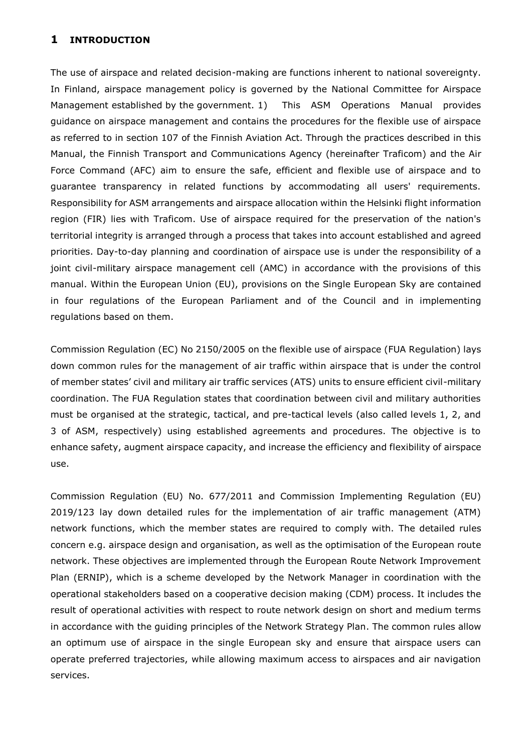# 1 INTRODUCTION

The use of airspace and related decision-making are functions inherent to national sovereignty. In Finland, airspace management policy is governed by the National Committee for Airspace Management established by the government. 1) This ASM Operations Manual provides guidance on airspace management and contains the procedures for the flexible use of airspace as referred to in section 107 of the Finnish Aviation Act. Through the practices described in this Manual, the Finnish Transport and Communications Agency (hereinafter Traficom) and the Air Force Command (AFC) aim to ensure the safe, efficient and flexible use of airspace and to guarantee transparency in related functions by accommodating all users' requirements. Responsibility for ASM arrangements and airspace allocation within the Helsinki flight information region (FIR) lies with Traficom. Use of airspace required for the preservation of the nation's territorial integrity is arranged through a process that takes into account established and agreed priorities. Day-to-day planning and coordination of airspace use is under the responsibility of a joint civil-military airspace management cell (AMC) in accordance with the provisions of this manual. Within the European Union (EU), provisions on the Single European Sky are contained in four regulations of the European Parliament and of the Council and in implementing regulations based on them.

Commission Regulation (EC) No 2150/2005 on the flexible use of airspace (FUA Regulation) lays down common rules for the management of air traffic within airspace that is under the control of member states' civil and military air traffic services (ATS) units to ensure efficient civil-military coordination. The FUA Regulation states that coordination between civil and military authorities must be organised at the strategic, tactical, and pre-tactical levels (also called levels 1, 2, and 3 of ASM, respectively) using established agreements and procedures. The objective is to enhance safety, augment airspace capacity, and increase the efficiency and flexibility of airspace use.

Commission Regulation (EU) No. 677/2011 and Commission Implementing Regulation (EU) 2019/123 lay down detailed rules for the implementation of air traffic management (ATM) network functions, which the member states are required to comply with. The detailed rules concern e.g. airspace design and organisation, as well as the optimisation of the European route network. These objectives are implemented through the European Route Network Improvement Plan (ERNIP), which is a scheme developed by the Network Manager in coordination with the operational stakeholders based on a cooperative decision making (CDM) process. It includes the result of operational activities with respect to route network design on short and medium terms in accordance with the guiding principles of the Network Strategy Plan. The common rules allow an optimum use of airspace in the single European sky and ensure that airspace users can operate preferred trajectories, while allowing maximum access to airspaces and air navigation services.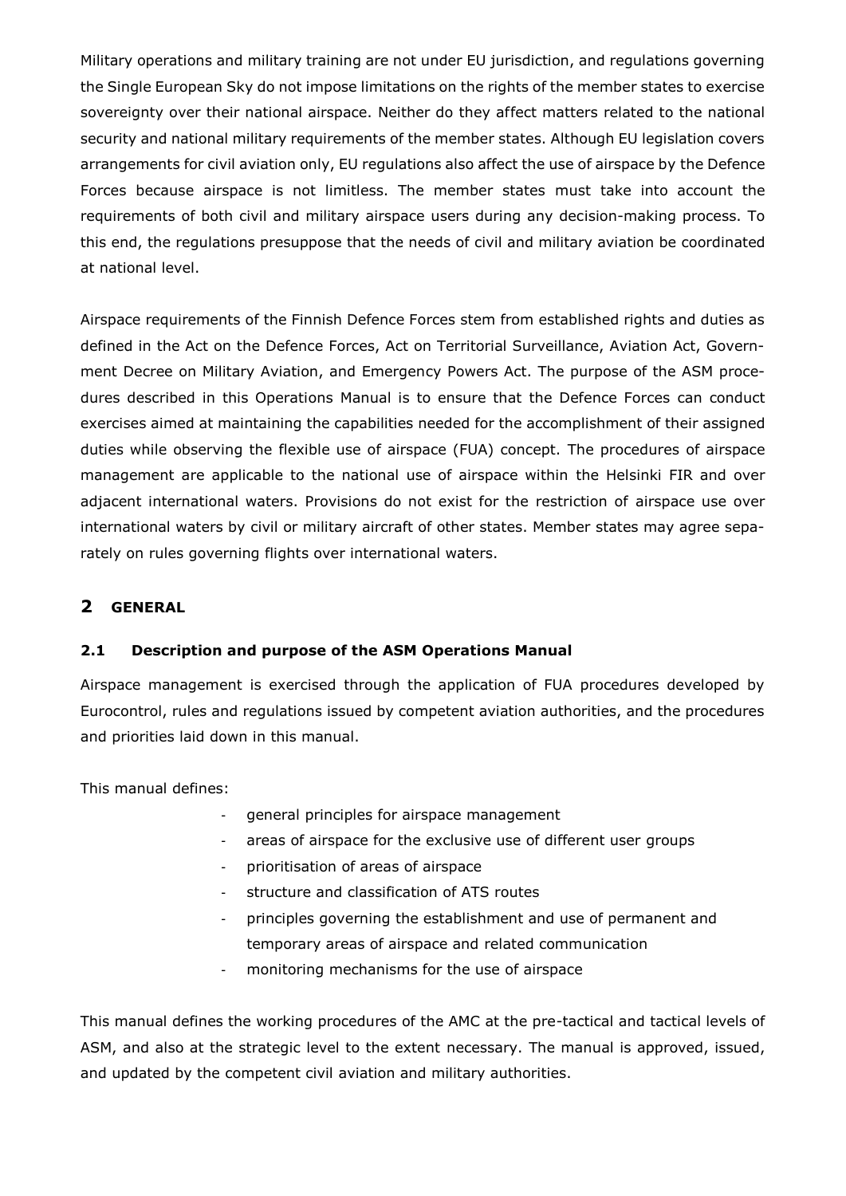Military operations and military training are not under EU jurisdiction, and regulations governing the Single European Sky do not impose limitations on the rights of the member states to exercise sovereignty over their national airspace. Neither do they affect matters related to the national security and national military requirements of the member states. Although EU legislation covers arrangements for civil aviation only, EU regulations also affect the use of airspace by the Defence Forces because airspace is not limitless. The member states must take into account the requirements of both civil and military airspace users during any decision-making process. To this end, the regulations presuppose that the needs of civil and military aviation be coordinated at national level.

Airspace requirements of the Finnish Defence Forces stem from established rights and duties as defined in the Act on the Defence Forces, Act on Territorial Surveillance, Aviation Act, Government Decree on Military Aviation, and Emergency Powers Act. The purpose of the ASM procedures described in this Operations Manual is to ensure that the Defence Forces can conduct exercises aimed at maintaining the capabilities needed for the accomplishment of their assigned duties while observing the flexible use of airspace (FUA) concept. The procedures of airspace management are applicable to the national use of airspace within the Helsinki FIR and over adjacent international waters. Provisions do not exist for the restriction of airspace use over international waters by civil or military aircraft of other states. Member states may agree separately on rules governing flights over international waters.

# 2 GENERAL

## 2.1 Description and purpose of the ASM Operations Manual

Airspace management is exercised through the application of FUA procedures developed by Eurocontrol, rules and regulations issued by competent aviation authorities, and the procedures and priorities laid down in this manual.

This manual defines:

- general principles for airspace management
- areas of airspace for the exclusive use of different user groups
- prioritisation of areas of airspace
- structure and classification of ATS routes
- principles governing the establishment and use of permanent and temporary areas of airspace and related communication
- monitoring mechanisms for the use of airspace

This manual defines the working procedures of the AMC at the pre-tactical and tactical levels of ASM, and also at the strategic level to the extent necessary. The manual is approved, issued, and updated by the competent civil aviation and military authorities.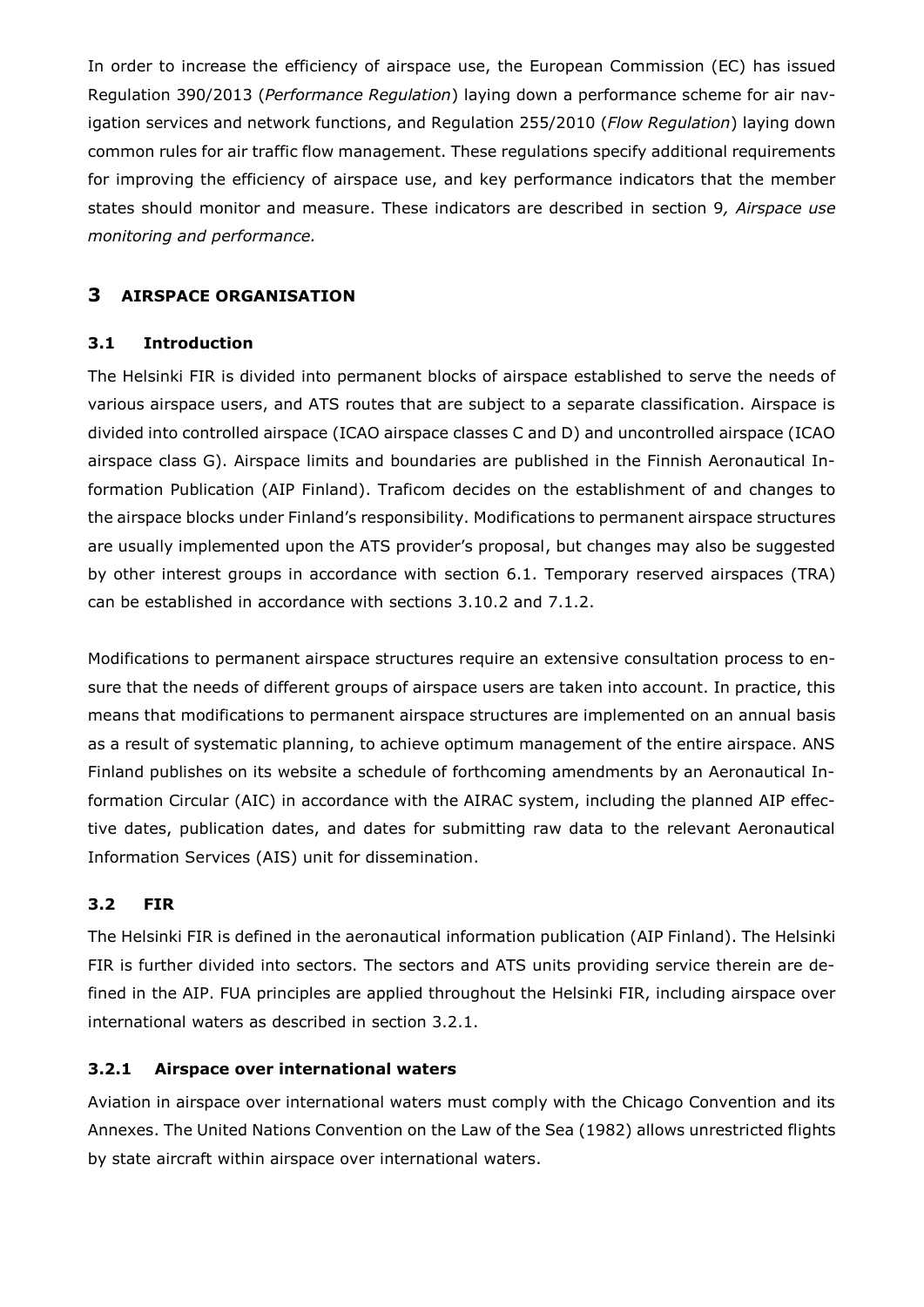In order to increase the efficiency of airspace use, the European Commission (EC) has issued Regulation 390/2013 (*Performance Regulation*) laying down a performance scheme for air navigation services and network functions, and Regulation 255/2010 (*Flow Regulation*) laying down common rules for air traffic flow management. These regulations specify additional requirements for improving the efficiency of airspace use, and key performance indicators that the member states should monitor and measure. These indicators are described in section 9*, Airspace use monitoring and performance.*

# 3 AIRSPACE ORGANISATION

## 3.1 Introduction

The Helsinki FIR is divided into permanent blocks of airspace established to serve the needs of various airspace users, and ATS routes that are subject to a separate classification. Airspace is divided into controlled airspace (ICAO airspace classes C and D) and uncontrolled airspace (ICAO airspace class G). Airspace limits and boundaries are published in the Finnish Aeronautical Information Publication (AIP Finland). Traficom decides on the establishment of and changes to the airspace blocks under Finland's responsibility. Modifications to permanent airspace structures are usually implemented upon the ATS provider's proposal, but changes may also be suggested by other interest groups in accordance with section 6.1. Temporary reserved airspaces (TRA) can be established in accordance with sections 3.10.2 and 7.1.2.

Modifications to permanent airspace structures require an extensive consultation process to ensure that the needs of different groups of airspace users are taken into account. In practice, this means that modifications to permanent airspace structures are implemented on an annual basis as a result of systematic planning, to achieve optimum management of the entire airspace. ANS Finland publishes on its website a schedule of forthcoming amendments by an Aeronautical Information Circular (AIC) in accordance with the AIRAC system, including the planned AIP effective dates, publication dates, and dates for submitting raw data to the relevant Aeronautical Information Services (AIS) unit for dissemination.

## 3.2 FIR

The Helsinki FIR is defined in the aeronautical information publication (AIP Finland). The Helsinki FIR is further divided into sectors. The sectors and ATS units providing service therein are defined in the AIP. FUA principles are applied throughout the Helsinki FIR, including airspace over international waters as described in section 3.2.1.

### 3.2.1 Airspace over international waters

Aviation in airspace over international waters must comply with the Chicago Convention and its Annexes. The United Nations Convention on the Law of the Sea (1982) allows unrestricted flights by state aircraft within airspace over international waters.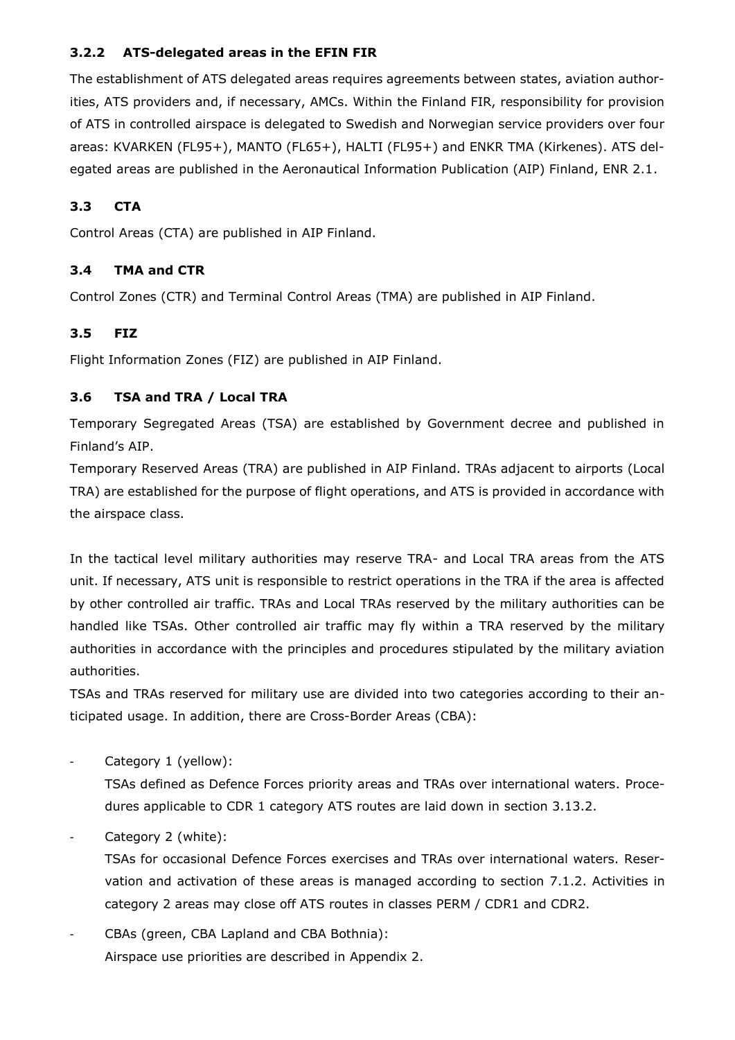### 3.2.2 ATS-delegated areas in the EFIN FIR

The establishment of ATS delegated areas requires agreements between states, aviation authorities, ATS providers and, if necessary, AMCs. Within the Finland FIR, responsibility for provision of ATS in controlled airspace is delegated to Swedish and Norwegian service providers over four areas: KVARKEN (FL95+), MANTO (FL65+), HALTI (FL95+) and ENKR TMA (Kirkenes). ATS delegated areas are published in the Aeronautical Information Publication (AIP) Finland, ENR 2.1.

## 3.3 CTA

Control Areas (CTA) are published in AIP Finland.

## 3.4 TMA and CTR

Control Zones (CTR) and Terminal Control Areas (TMA) are published in AIP Finland.

## 3.5 FIZ

Flight Information Zones (FIZ) are published in AIP Finland.

## 3.6 TSA and TRA / Local TRA

Temporary Segregated Areas (TSA) are established by Government decree and published in Finland's AIP.
Temporary Reserved Areas (TRA) are published in AIP Finland. TRAs adjacent to airports (Local TRA) are established for the purpose of flight operations, and ATS is provided in accordance with the airspace class.

In the tactical level military authorities may reserve TRA- and Local TRA areas from the ATS unit. If necessary, ATS unit is responsible to restrict operations in the TRA if the area is affected by other controlled air traffic. TRAs and Local TRAs reserved by the military authorities can be handled like TSAs. Other controlled air traffic may fly within a TRA reserved by the military authorities in accordance with the principles and procedures stipulated by the military aviation authorities.
TSAs and TRAs reserved for military use are divided into two categories according to their anticipated usage. In addition, there are Cross-Border Areas (CBA):

- Category 1 (yellow):
  TSAs defined as Defence Forces priority areas and TRAs over international waters. Procedures applicable to CDR 1 category ATS routes are laid down in section 3.13.2.
- Category 2 (white):
  TSAs for occasional Defence Forces exercises and TRAs over international waters. Reservation and activation of these areas is managed according to section 7.1.2. Activities in category 2 areas may close off ATS routes in classes PERM / CDR1 and CDR2.
- CBAs (green, CBA Lapland and CBA Bothnia):
  Airspace use priorities are described in Appendix 2.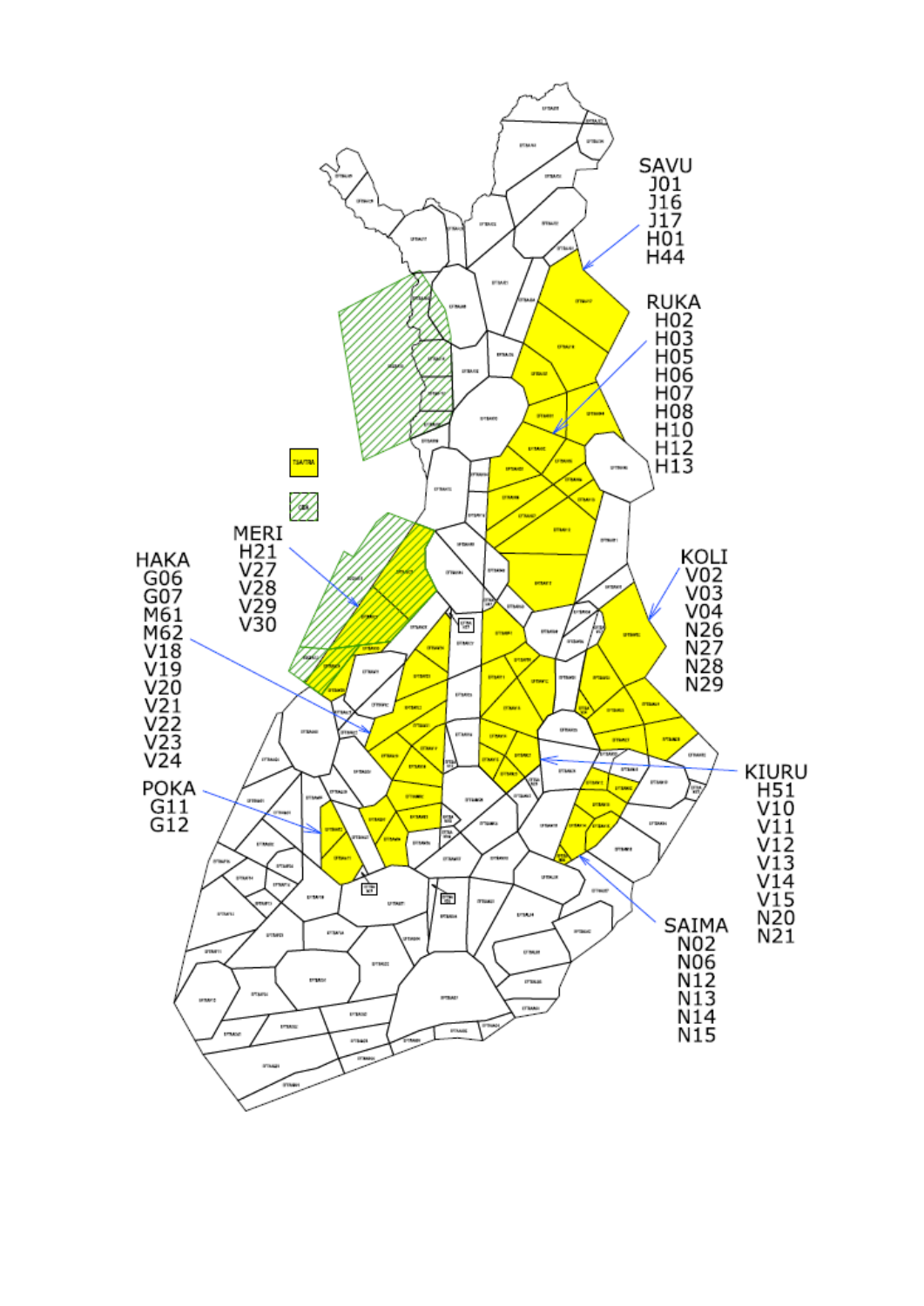SAVU
J01
J16
J17
H01
H44

RUKA
H02
H03
H05
H06
H07
H08
H10
H12
H13

MERI
H21
V27
V28
V29
V30

HAKA
G06
G07
M61
M62
V18
V19
V20
V21
V22
V23
V24

KOLI
V02
V03
V04
N26
N27
N28
N29

POKA
G11
G12

KIURU
H51
V10
V11
V12
V13
V14
V15
N20
N21

SAIMA
N02
N06
N12
N13
N14
N15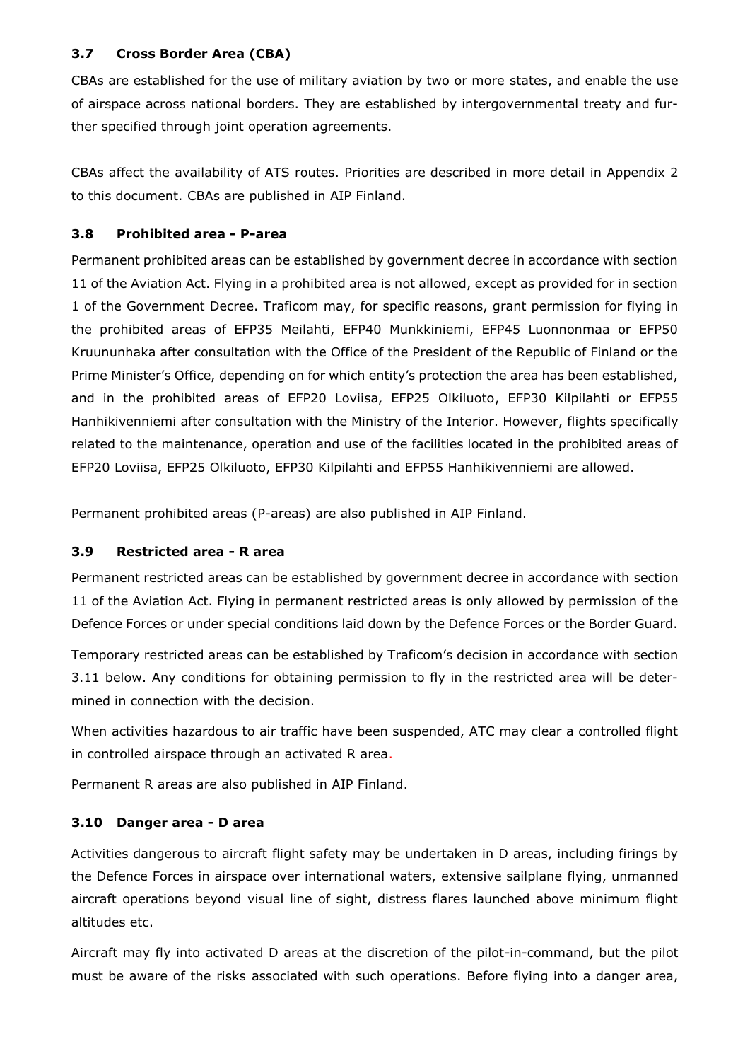### 3.7 Cross Border Area (CBA)

CBAs are established for the use of military aviation by two or more states, and enable the use of airspace across national borders. They are established by intergovernmental treaty and further specified through joint operation agreements.

CBAs affect the availability of ATS routes. Priorities are described in more detail in Appendix 2 to this document. CBAs are published in AIP Finland.

### 3.8 Prohibited area - P-area

Permanent prohibited areas can be established by government decree in accordance with section 11 of the Aviation Act. Flying in a prohibited area is not allowed, except as provided for in section 1 of the Government Decree. Traficom may, for specific reasons, grant permission for flying in the prohibited areas of EFP35 Meilahti, EFP40 Munkkiniemi, EFP45 Luonnonmaa or EFP50 Kruununhaka after consultation with the Office of the President of the Republic of Finland or the Prime Minister's Office, depending on for which entity's protection the area has been established, and in the prohibited areas of EFP20 Loviisa, EFP25 Olkiluoto, EFP30 Kilpilahti or EFP55 Hanhikivenniemi after consultation with the Ministry of the Interior. However, flights specifically related to the maintenance, operation and use of the facilities located in the prohibited areas of EFP20 Loviisa, EFP25 Olkiluoto, EFP30 Kilpilahti and EFP55 Hanhikivenniemi are allowed.

Permanent prohibited areas (P-areas) are also published in AIP Finland.

### 3.9 Restricted area - R area

Permanent restricted areas can be established by government decree in accordance with section 11 of the Aviation Act. Flying in permanent restricted areas is only allowed by permission of the Defence Forces or under special conditions laid down by the Defence Forces or the Border Guard.

Temporary restricted areas can be established by Traficom's decision in accordance with section 3.11 below. Any conditions for obtaining permission to fly in the restricted area will be determined in connection with the decision.

When activities hazardous to air traffic have been suspended, ATC may clear a controlled flight in controlled airspace through an activated R area.

Permanent R areas are also published in AIP Finland.

### 3.10 Danger area - D area

Activities dangerous to aircraft flight safety may be undertaken in D areas, including firings by the Defence Forces in airspace over international waters, extensive sailplane flying, unmanned aircraft operations beyond visual line of sight, distress flares launched above minimum flight altitudes etc.

Aircraft may fly into activated D areas at the discretion of the pilot-in-command, but the pilot must be aware of the risks associated with such operations. Before flying into a danger area,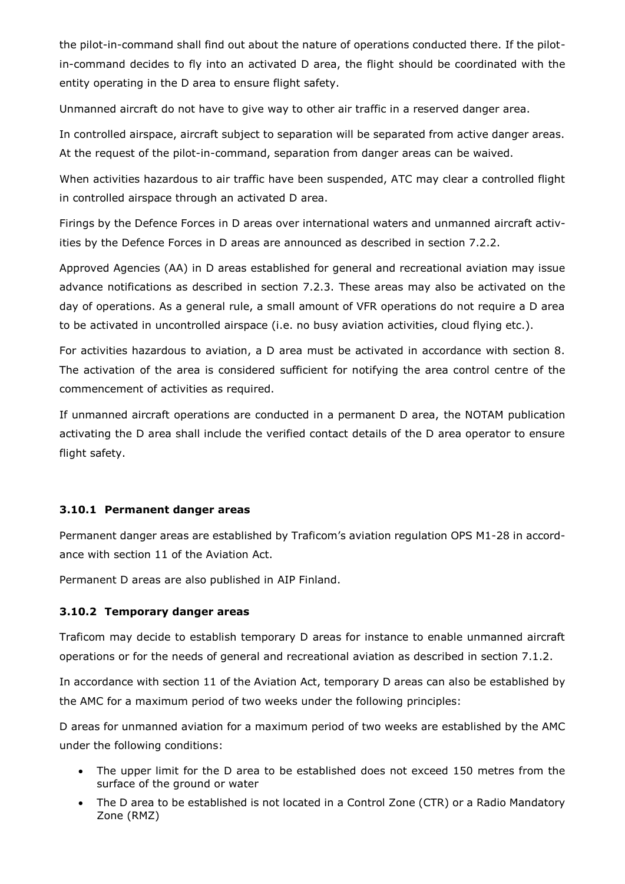the pilot-in-command shall find out about the nature of operations conducted there. If the pilot-in-command decides to fly into an activated D area, the flight should be coordinated with the entity operating in the D area to ensure flight safety.

Unmanned aircraft do not have to give way to other air traffic in a reserved danger area.

In controlled airspace, aircraft subject to separation will be separated from active danger areas. At the request of the pilot-in-command, separation from danger areas can be waived.

When activities hazardous to air traffic have been suspended, ATC may clear a controlled flight in controlled airspace through an activated D area.

Firings by the Defence Forces in D areas over international waters and unmanned aircraft activities by the Defence Forces in D areas are announced as described in section 7.2.2.

Approved Agencies (AA) in D areas established for general and recreational aviation may issue advance notifications as described in section 7.2.3. These areas may also be activated on the day of operations. As a general rule, a small amount of VFR operations do not require a D area to be activated in uncontrolled airspace (i.e. no busy aviation activities, cloud flying etc.).

For activities hazardous to aviation, a D area must be activated in accordance with section 8. The activation of the area is considered sufficient for notifying the area control centre of the commencement of activities as required.

If unmanned aircraft operations are conducted in a permanent D area, the NOTAM publication activating the D area shall include the verified contact details of the D area operator to ensure flight safety.

### 3.10.1 Permanent danger areas

Permanent danger areas are established by Traficom's aviation regulation OPS M1-28 in accordance with section 11 of the Aviation Act.

Permanent D areas are also published in AIP Finland.

### 3.10.2 Temporary danger areas

Traficom may decide to establish temporary D areas for instance to enable unmanned aircraft operations or for the needs of general and recreational aviation as described in section 7.1.2.

In accordance with section 11 of the Aviation Act, temporary D areas can also be established by the AMC for a maximum period of two weeks under the following principles:

D areas for unmanned aviation for a maximum period of two weeks are established by the AMC under the following conditions:

- The upper limit for the D area to be established does not exceed 150 metres from the surface of the ground or water
- The D area to be established is not located in a Control Zone (CTR) or a Radio Mandatory Zone (RMZ)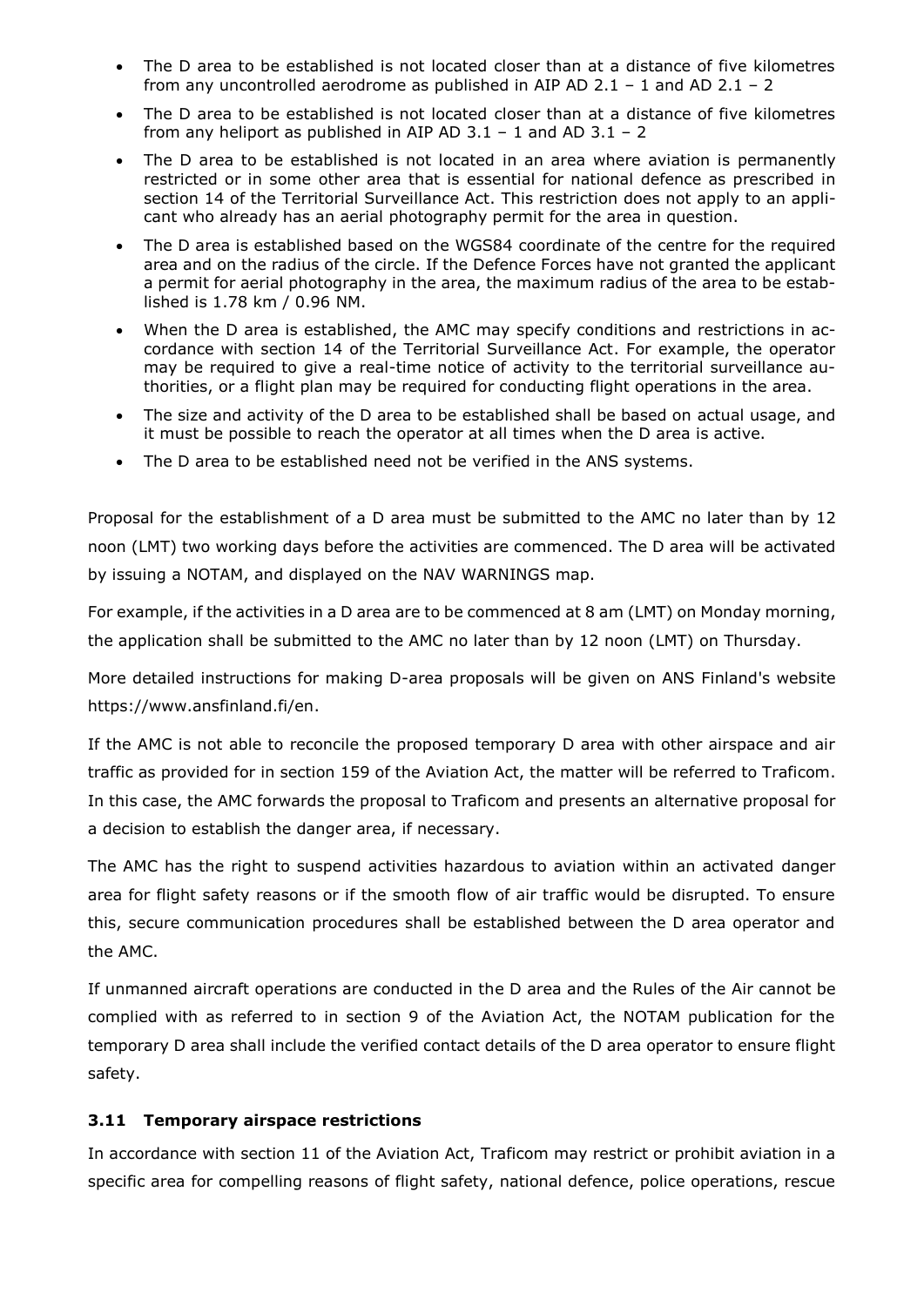- The D area to be established is not located closer than at a distance of five kilometres from any uncontrolled aerodrome as published in AIP AD 2.1 – 1 and AD 2.1 – 2
- The D area to be established is not located closer than at a distance of five kilometres from any heliport as published in AIP AD 3.1 – 1 and AD 3.1 – 2
- The D area to be established is not located in an area where aviation is permanently restricted or in some other area that is essential for national defence as prescribed in section 14 of the Territorial Surveillance Act. This restriction does not apply to an applicant who already has an aerial photography permit for the area in question.
- The D area is established based on the WGS84 coordinate of the centre for the required area and on the radius of the circle. If the Defence Forces have not granted the applicant a permit for aerial photography in the area, the maximum radius of the area to be established is 1.78 km / 0.96 NM.
- When the D area is established, the AMC may specify conditions and restrictions in accordance with section 14 of the Territorial Surveillance Act. For example, the operator may be required to give a real-time notice of activity to the territorial surveillance authorities, or a flight plan may be required for conducting flight operations in the area.
- The size and activity of the D area to be established shall be based on actual usage, and it must be possible to reach the operator at all times when the D area is active.
- The D area to be established need not be verified in the ANS systems.

Proposal for the establishment of a D area must be submitted to the AMC no later than by 12 noon (LMT) two working days before the activities are commenced. The D area will be activated by issuing a NOTAM, and displayed on the NAV WARNINGS map.

For example, if the activities in a D area are to be commenced at 8 am (LMT) on Monday morning, the application shall be submitted to the AMC no later than by 12 noon (LMT) on Thursday.

More detailed instructions for making D-area proposals will be given on ANS Finland's website https://www.ansfinland.fi/en.

If the AMC is not able to reconcile the proposed temporary D area with other airspace and air traffic as provided for in section 159 of the Aviation Act, the matter will be referred to Traficom. In this case, the AMC forwards the proposal to Traficom and presents an alternative proposal for a decision to establish the danger area, if necessary.

The AMC has the right to suspend activities hazardous to aviation within an activated danger area for flight safety reasons or if the smooth flow of air traffic would be disrupted. To ensure this, secure communication procedures shall be established between the D area operator and the AMC.

If unmanned aircraft operations are conducted in the D area and the Rules of the Air cannot be complied with as referred to in section 9 of the Aviation Act, the NOTAM publication for the temporary D area shall include the verified contact details of the D area operator to ensure flight safety.

### 3.11 Temporary airspace restrictions

In accordance with section 11 of the Aviation Act, Traficom may restrict or prohibit aviation in a specific area for compelling reasons of flight safety, national defence, police operations, rescue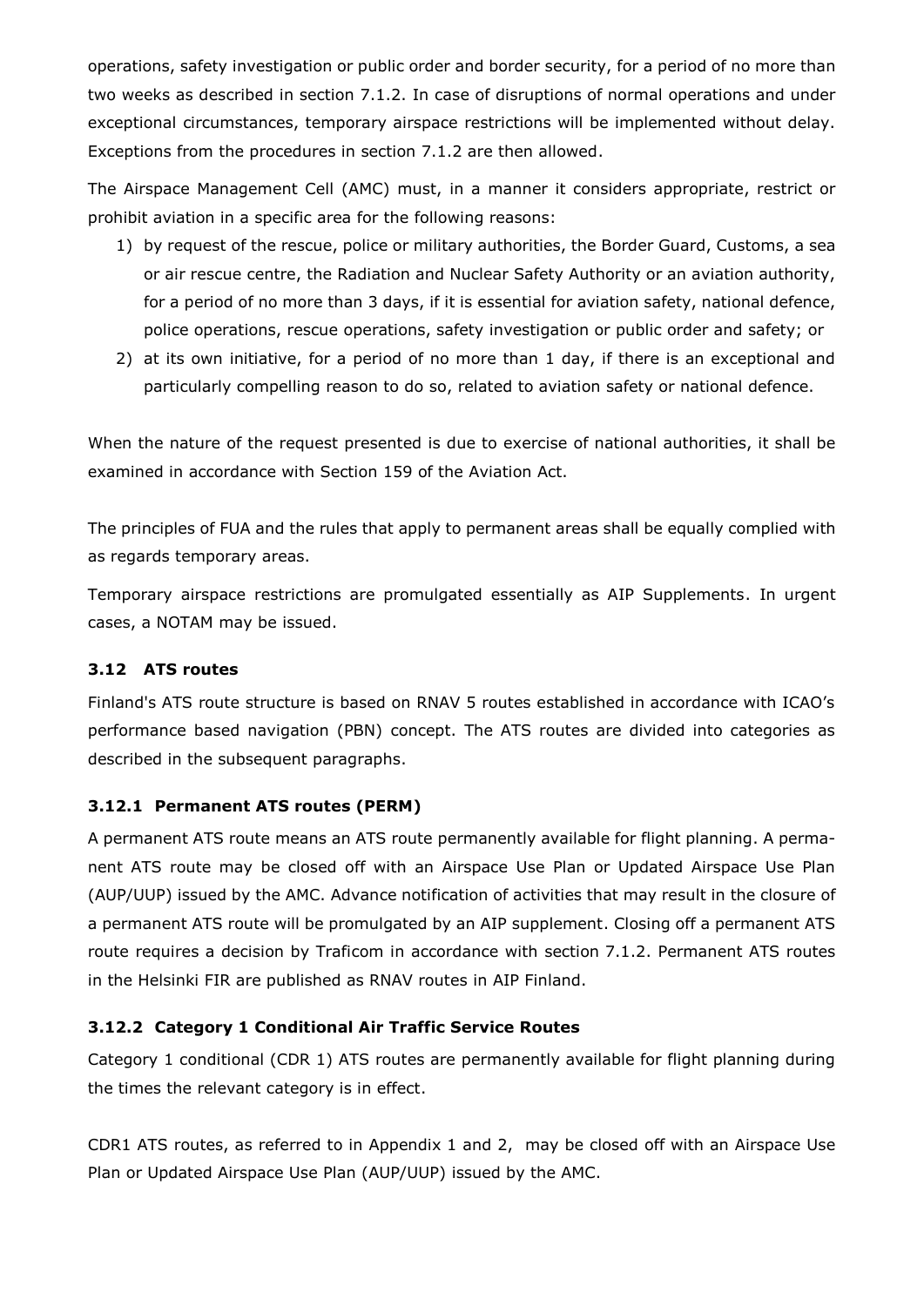operations, safety investigation or public order and border security, for a period of no more than two weeks as described in section 7.1.2. In case of disruptions of normal operations and under exceptional circumstances, temporary airspace restrictions will be implemented without delay. Exceptions from the procedures in section 7.1.2 are then allowed.

The Airspace Management Cell (AMC) must, in a manner it considers appropriate, restrict or prohibit aviation in a specific area for the following reasons:

1) by request of the rescue, police or military authorities, the Border Guard, Customs, a sea or air rescue centre, the Radiation and Nuclear Safety Authority or an aviation authority, for a period of no more than 3 days, if it is essential for aviation safety, national defence, police operations, rescue operations, safety investigation or public order and safety; or
2) at its own initiative, for a period of no more than 1 day, if there is an exceptional and particularly compelling reason to do so, related to aviation safety or national defence.

When the nature of the request presented is due to exercise of national authorities, it shall be examined in accordance with Section 159 of the Aviation Act.

The principles of FUA and the rules that apply to permanent areas shall be equally complied with as regards temporary areas.

Temporary airspace restrictions are promulgated essentially as AIP Supplements. In urgent cases, a NOTAM may be issued.

### 3.12 ATS routes

Finland's ATS route structure is based on RNAV 5 routes established in accordance with ICAO's performance based navigation (PBN) concept. The ATS routes are divided into categories as described in the subsequent paragraphs.

#### 3.12.1 Permanent ATS routes (PERM)

A permanent ATS route means an ATS route permanently available for flight planning. A permanent ATS route may be closed off with an Airspace Use Plan or Updated Airspace Use Plan (AUP/UUP) issued by the AMC. Advance notification of activities that may result in the closure of a permanent ATS route will be promulgated by an AIP supplement. Closing off a permanent ATS route requires a decision by Traficom in accordance with section 7.1.2. Permanent ATS routes in the Helsinki FIR are published as RNAV routes in AIP Finland.

#### 3.12.2 Category 1 Conditional Air Traffic Service Routes

Category 1 conditional (CDR 1) ATS routes are permanently available for flight planning during the times the relevant category is in effect.

CDR1 ATS routes, as referred to in Appendix 1 and 2, may be closed off with an Airspace Use Plan or Updated Airspace Use Plan (AUP/UUP) issued by the AMC.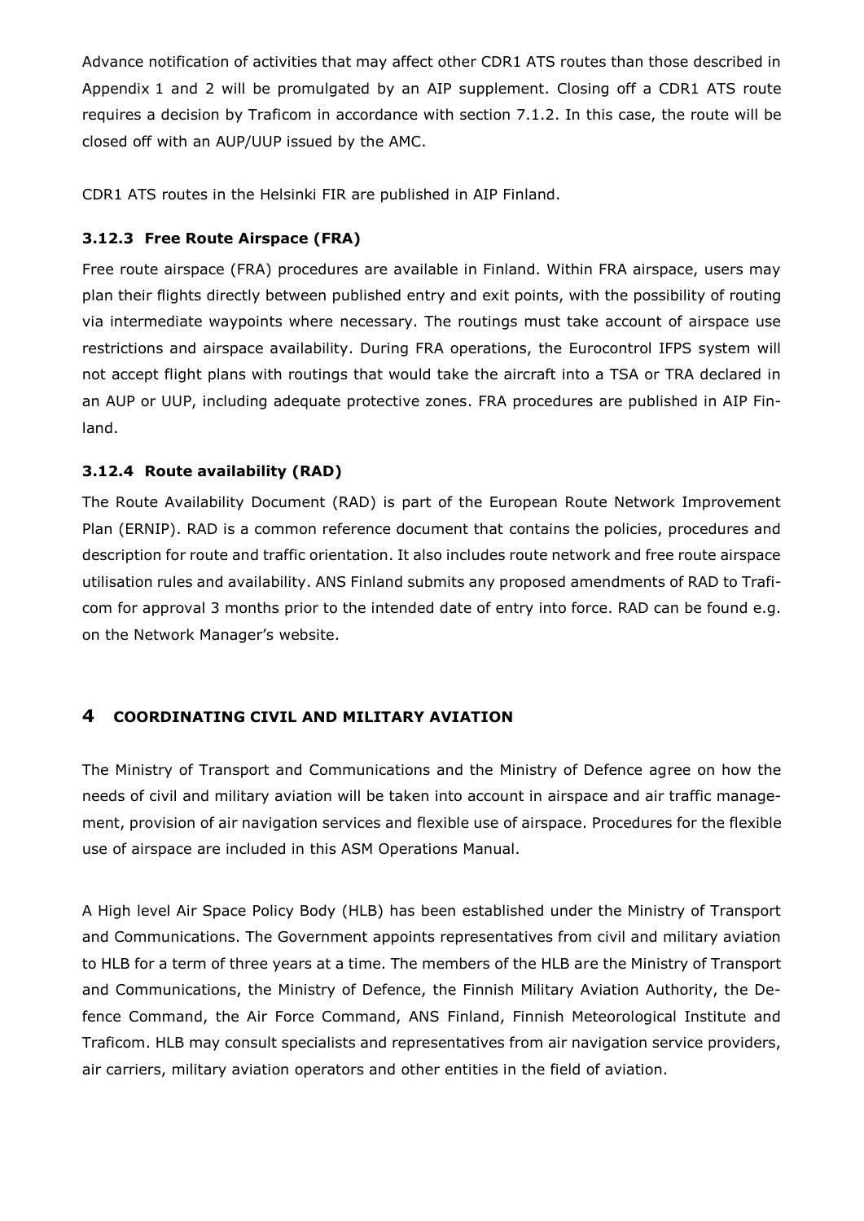Advance notification of activities that may affect other CDR1 ATS routes than those described in Appendix 1 and 2 will be promulgated by an AIP supplement. Closing off a CDR1 ATS route requires a decision by Traficom in accordance with section 7.1.2. In this case, the route will be closed off with an AUP/UUP issued by the AMC.

CDR1 ATS routes in the Helsinki FIR are published in AIP Finland.

### 3.12.3 Free Route Airspace (FRA)

Free route airspace (FRA) procedures are available in Finland. Within FRA airspace, users may plan their flights directly between published entry and exit points, with the possibility of routing via intermediate waypoints where necessary. The routings must take account of airspace use restrictions and airspace availability. During FRA operations, the Eurocontrol IFPS system will not accept flight plans with routings that would take the aircraft into a TSA or TRA declared in an AUP or UUP, including adequate protective zones. FRA procedures are published in AIP Finland.

### 3.12.4 Route availability (RAD)

The Route Availability Document (RAD) is part of the European Route Network Improvement Plan (ERNIP). RAD is a common reference document that contains the policies, procedures and description for route and traffic orientation. It also includes route network and free route airspace utilisation rules and availability. ANS Finland submits any proposed amendments of RAD to Traficom for approval 3 months prior to the intended date of entry into force. RAD can be found e.g. on the Network Manager's website.

# 4 COORDINATING CIVIL AND MILITARY AVIATION

The Ministry of Transport and Communications and the Ministry of Defence agree on how the needs of civil and military aviation will be taken into account in airspace and air traffic management, provision of air navigation services and flexible use of airspace. Procedures for the flexible use of airspace are included in this ASM Operations Manual.

A High level Air Space Policy Body (HLB) has been established under the Ministry of Transport and Communications. The Government appoints representatives from civil and military aviation to HLB for a term of three years at a time. The members of the HLB are the Ministry of Transport and Communications, the Ministry of Defence, the Finnish Military Aviation Authority, the Defence Command, the Air Force Command, ANS Finland, Finnish Meteorological Institute and Traficom. HLB may consult specialists and representatives from air navigation service providers, air carriers, military aviation operators and other entities in the field of aviation.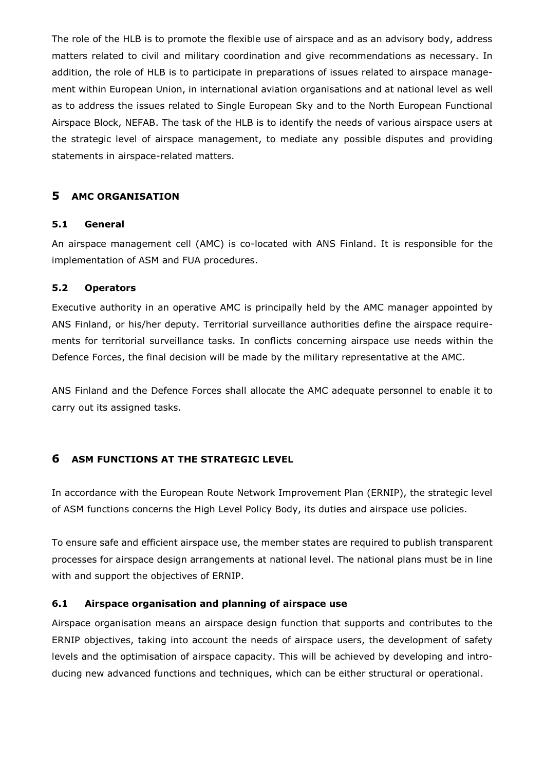The role of the HLB is to promote the flexible use of airspace and as an advisory body, address matters related to civil and military coordination and give recommendations as necessary. In addition, the role of HLB is to participate in preparations of issues related to airspace management within European Union, in international aviation organisations and at national level as well as to address the issues related to Single European Sky and to the North European Functional Airspace Block, NEFAB. The task of the HLB is to identify the needs of various airspace users at the strategic level of airspace management, to mediate any possible disputes and providing statements in airspace-related matters.

# 5 AMC ORGANISATION

## 5.1 General

An airspace management cell (AMC) is co-located with ANS Finland. It is responsible for the implementation of ASM and FUA procedures.

## 5.2 Operators

Executive authority in an operative AMC is principally held by the AMC manager appointed by ANS Finland, or his/her deputy. Territorial surveillance authorities define the airspace requirements for territorial surveillance tasks. In conflicts concerning airspace use needs within the Defence Forces, the final decision will be made by the military representative at the AMC.

ANS Finland and the Defence Forces shall allocate the AMC adequate personnel to enable it to carry out its assigned tasks.

# 6 ASM FUNCTIONS AT THE STRATEGIC LEVEL

In accordance with the European Route Network Improvement Plan (ERNIP), the strategic level of ASM functions concerns the High Level Policy Body, its duties and airspace use policies.

To ensure safe and efficient airspace use, the member states are required to publish transparent processes for airspace design arrangements at national level. The national plans must be in line with and support the objectives of ERNIP.

## 6.1 Airspace organisation and planning of airspace use

Airspace organisation means an airspace design function that supports and contributes to the ERNIP objectives, taking into account the needs of airspace users, the development of safety levels and the optimisation of airspace capacity. This will be achieved by developing and introducing new advanced functions and techniques, which can be either structural or operational.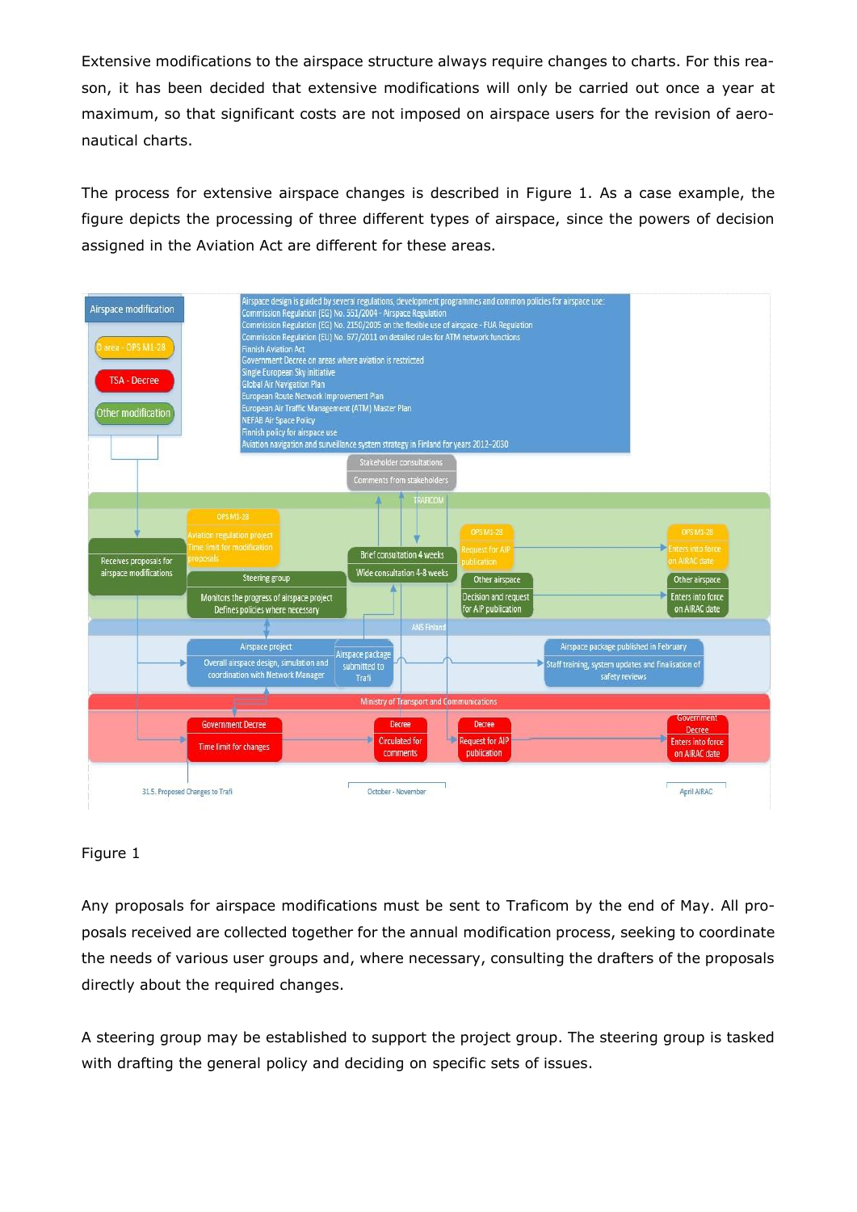Extensive modifications to the airspace structure always require changes to charts. For this reason, it has been decided that extensive modifications will only be carried out once a year at maximum, so that significant costs are not imposed on airspace users for the revision of aeronautical charts.

The process for extensive airspace changes is described in Figure 1. As a case example, the figure depicts the processing of three different types of airspace, since the powers of decision assigned in the Aviation Act are different for these areas.

Figure 1

Any proposals for airspace modifications must be sent to Traficom by the end of May. All proposals received are collected together for the annual modification process, seeking to coordinate the needs of various user groups and, where necessary, consulting the drafters of the proposals directly about the required changes.

A steering group may be established to support the project group. The steering group is tasked with drafting the general policy and deciding on specific sets of issues.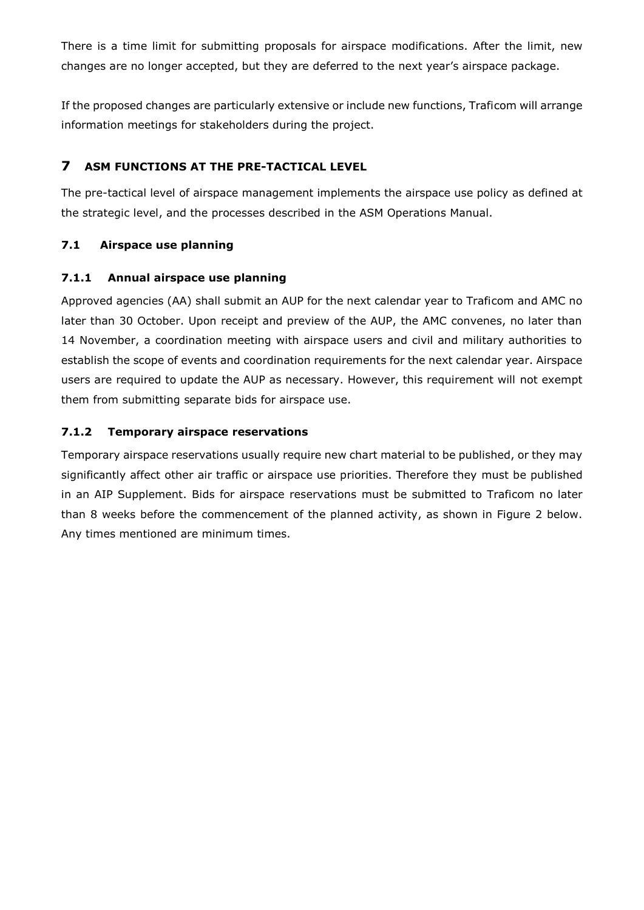There is a time limit for submitting proposals for airspace modifications. After the limit, new changes are no longer accepted, but they are deferred to the next year's airspace package.

If the proposed changes are particularly extensive or include new functions, Traficom will arrange information meetings for stakeholders during the project.

# 7 ASM FUNCTIONS AT THE PRE-TACTICAL LEVEL

The pre-tactical level of airspace management implements the airspace use policy as defined at the strategic level, and the processes described in the ASM Operations Manual.

## 7.1 Airspace use planning

### 7.1.1 Annual airspace use planning

Approved agencies (AA) shall submit an AUP for the next calendar year to Traficom and AMC no later than 30 October. Upon receipt and preview of the AUP, the AMC convenes, no later than 14 November, a coordination meeting with airspace users and civil and military authorities to establish the scope of events and coordination requirements for the next calendar year. Airspace users are required to update the AUP as necessary. However, this requirement will not exempt them from submitting separate bids for airspace use.

### 7.1.2 Temporary airspace reservations

Temporary airspace reservations usually require new chart material to be published, or they may significantly affect other air traffic or airspace use priorities. Therefore they must be published in an AIP Supplement. Bids for airspace reservations must be submitted to Traficom no later than 8 weeks before the commencement of the planned activity, as shown in Figure 2 below. Any times mentioned are minimum times.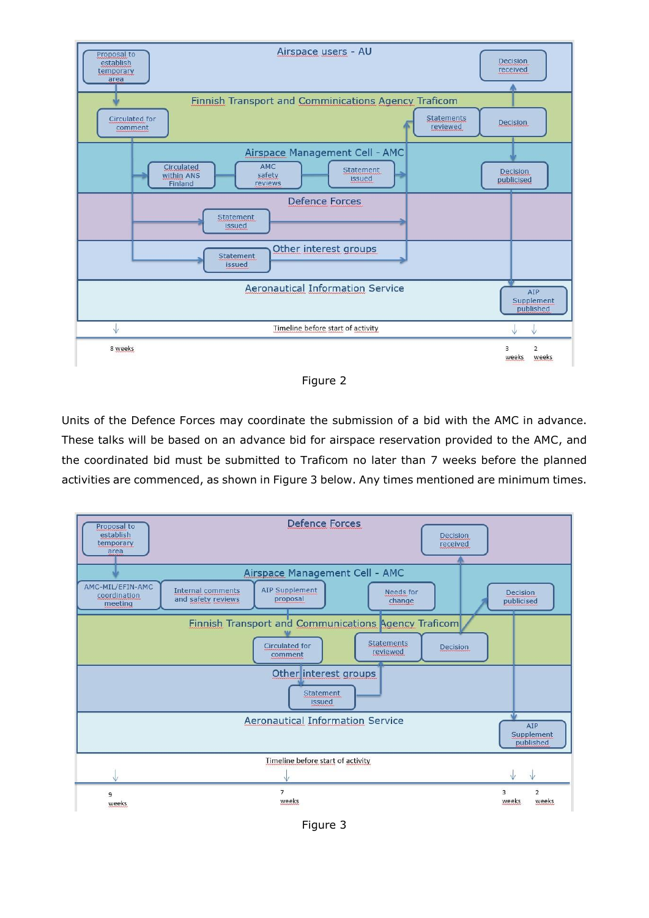Figure 2

Units of the Defence Forces may coordinate the submission of a bid with the AMC in advance. These talks will be based on an advance bid for airspace reservation provided to the AMC, and the coordinated bid must be submitted to Traficom no later than 7 weeks before the planned activities are commenced, as shown in Figure 3 below. Any times mentioned are minimum times.

Figure 3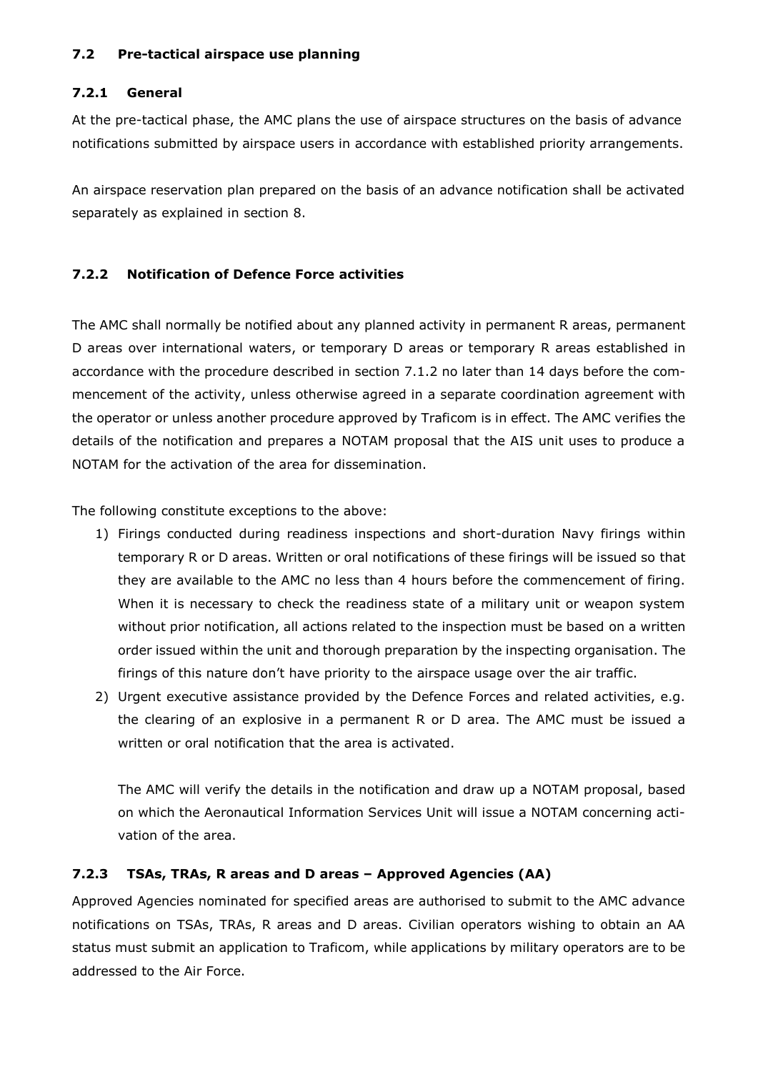### 7.2 Pre-tactical airspace use planning

#### 7.2.1 General

At the pre-tactical phase, the AMC plans the use of airspace structures on the basis of advance notifications submitted by airspace users in accordance with established priority arrangements.

An airspace reservation plan prepared on the basis of an advance notification shall be activated separately as explained in section 8.

#### 7.2.2 Notification of Defence Force activities

The AMC shall normally be notified about any planned activity in permanent R areas, permanent D areas over international waters, or temporary D areas or temporary R areas established in accordance with the procedure described in section 7.1.2 no later than 14 days before the commencement of the activity, unless otherwise agreed in a separate coordination agreement with the operator or unless another procedure approved by Traficom is in effect. The AMC verifies the details of the notification and prepares a NOTAM proposal that the AIS unit uses to produce a NOTAM for the activation of the area for dissemination.

The following constitute exceptions to the above:

1) Firings conducted during readiness inspections and short-duration Navy firings within temporary R or D areas. Written or oral notifications of these firings will be issued so that they are available to the AMC no less than 4 hours before the commencement of firing. When it is necessary to check the readiness state of a military unit or weapon system without prior notification, all actions related to the inspection must be based on a written order issued within the unit and thorough preparation by the inspecting organisation. The firings of this nature don't have priority to the airspace usage over the air traffic.
2) Urgent executive assistance provided by the Defence Forces and related activities, e.g. the clearing of an explosive in a permanent R or D area. The AMC must be issued a written or oral notification that the area is activated.

   The AMC will verify the details in the notification and draw up a NOTAM proposal, based on which the Aeronautical Information Services Unit will issue a NOTAM concerning activation of the area.

#### 7.2.3 TSAs, TRAs, R areas and D areas – Approved Agencies (AA)

Approved Agencies nominated for specified areas are authorised to submit to the AMC advance notifications on TSAs, TRAs, R areas and D areas. Civilian operators wishing to obtain an AA status must submit an application to Traficom, while applications by military operators are to be addressed to the Air Force.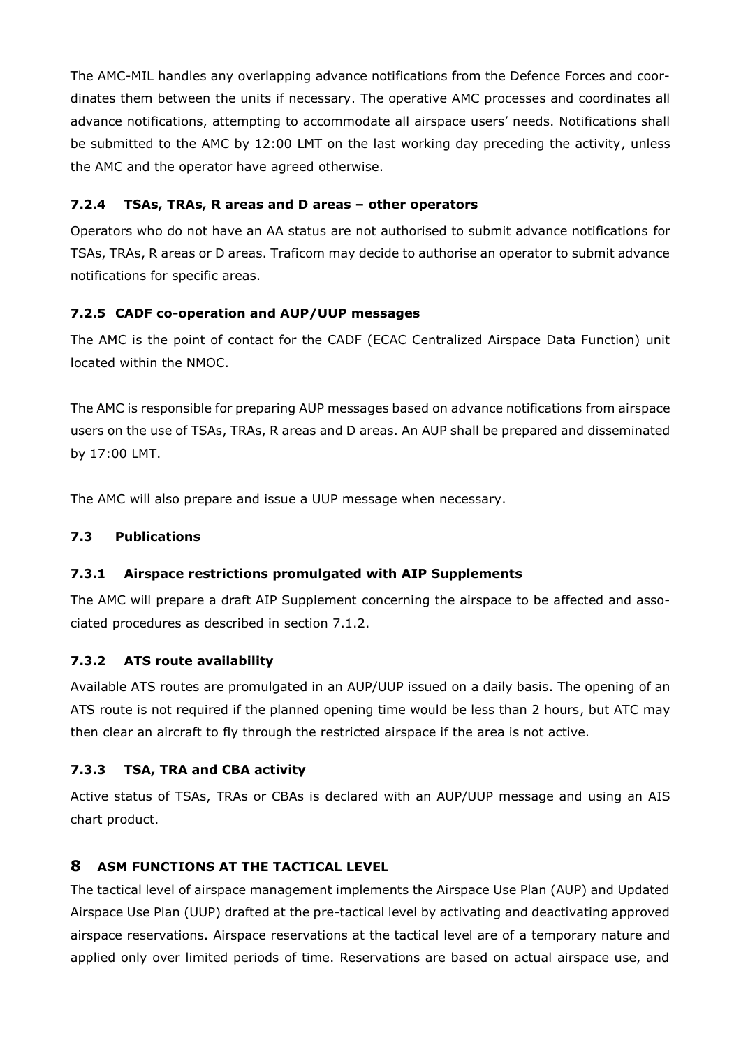The AMC-MIL handles any overlapping advance notifications from the Defence Forces and coordinates them between the units if necessary. The operative AMC processes and coordinates all advance notifications, attempting to accommodate all airspace users' needs. Notifications shall be submitted to the AMC by 12:00 LMT on the last working day preceding the activity, unless the AMC and the operator have agreed otherwise.

### 7.2.4 TSAs, TRAs, R areas and D areas – other operators

Operators who do not have an AA status are not authorised to submit advance notifications for TSAs, TRAs, R areas or D areas. Traficom may decide to authorise an operator to submit advance notifications for specific areas.

### 7.2.5 CADF co-operation and AUP/UUP messages

The AMC is the point of contact for the CADF (ECAC Centralized Airspace Data Function) unit located within the NMOC.

The AMC is responsible for preparing AUP messages based on advance notifications from airspace users on the use of TSAs, TRAs, R areas and D areas. An AUP shall be prepared and disseminated by 17:00 LMT.

The AMC will also prepare and issue a UUP message when necessary.

## 7.3 Publications

### 7.3.1 Airspace restrictions promulgated with AIP Supplements

The AMC will prepare a draft AIP Supplement concerning the airspace to be affected and associated procedures as described in section 7.1.2.

### 7.3.2 ATS route availability

Available ATS routes are promulgated in an AUP/UUP issued on a daily basis. The opening of an ATS route is not required if the planned opening time would be less than 2 hours, but ATC may then clear an aircraft to fly through the restricted airspace if the area is not active.

### 7.3.3 TSA, TRA and CBA activity

Active status of TSAs, TRAs or CBAs is declared with an AUP/UUP message and using an AIS chart product.

# 8 ASM FUNCTIONS AT THE TACTICAL LEVEL

The tactical level of airspace management implements the Airspace Use Plan (AUP) and Updated Airspace Use Plan (UUP) drafted at the pre-tactical level by activating and deactivating approved airspace reservations. Airspace reservations at the tactical level are of a temporary nature and applied only over limited periods of time. Reservations are based on actual airspace use, and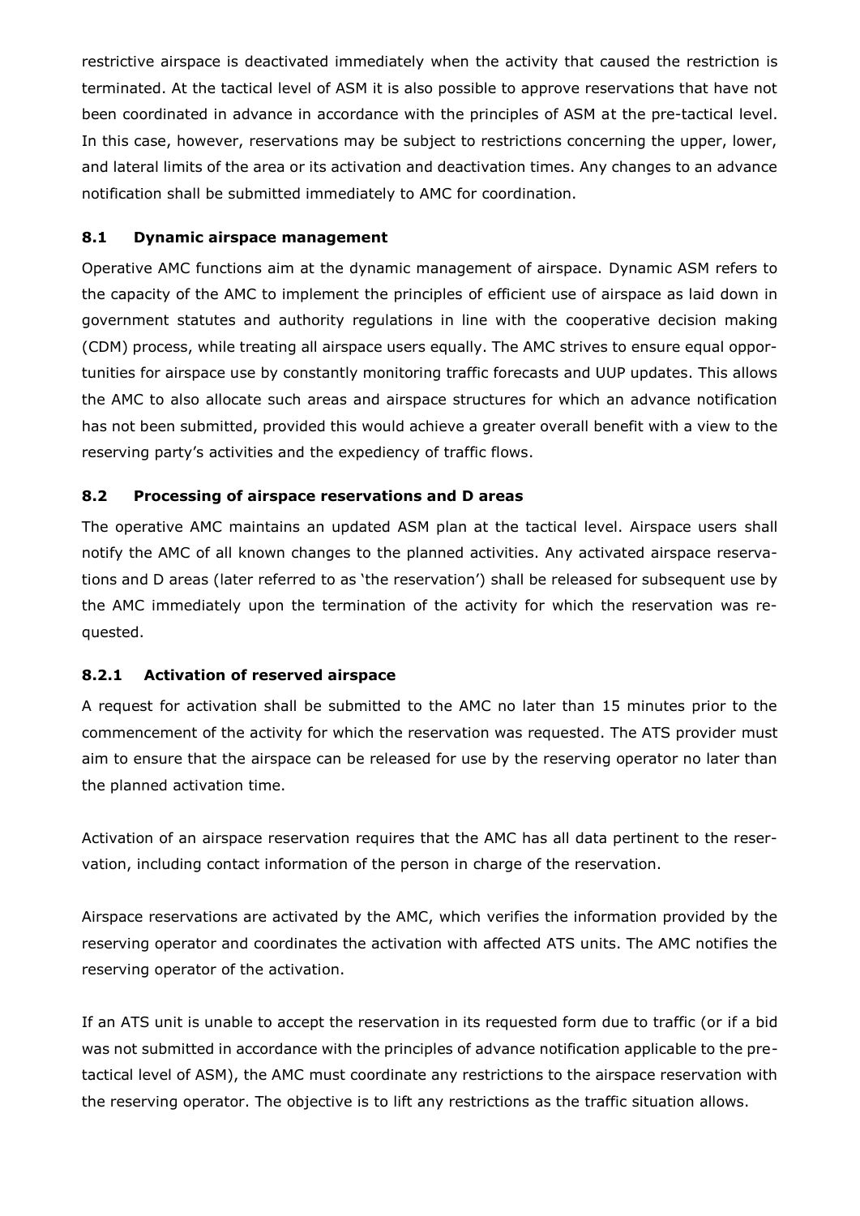restrictive airspace is deactivated immediately when the activity that caused the restriction is terminated. At the tactical level of ASM it is also possible to approve reservations that have not been coordinated in advance in accordance with the principles of ASM at the pre-tactical level. In this case, however, reservations may be subject to restrictions concerning the upper, lower, and lateral limits of the area or its activation and deactivation times. Any changes to an advance notification shall be submitted immediately to AMC for coordination.

### 8.1 Dynamic airspace management

Operative AMC functions aim at the dynamic management of airspace. Dynamic ASM refers to the capacity of the AMC to implement the principles of efficient use of airspace as laid down in government statutes and authority regulations in line with the cooperative decision making (CDM) process, while treating all airspace users equally. The AMC strives to ensure equal opportunities for airspace use by constantly monitoring traffic forecasts and UUP updates. This allows the AMC to also allocate such areas and airspace structures for which an advance notification has not been submitted, provided this would achieve a greater overall benefit with a view to the reserving party's activities and the expediency of traffic flows.

### 8.2 Processing of airspace reservations and D areas

The operative AMC maintains an updated ASM plan at the tactical level. Airspace users shall notify the AMC of all known changes to the planned activities. Any activated airspace reservations and D areas (later referred to as 'the reservation') shall be released for subsequent use by the AMC immediately upon the termination of the activity for which the reservation was requested.

#### 8.2.1 Activation of reserved airspace

A request for activation shall be submitted to the AMC no later than 15 minutes prior to the commencement of the activity for which the reservation was requested. The ATS provider must aim to ensure that the airspace can be released for use by the reserving operator no later than the planned activation time.

Activation of an airspace reservation requires that the AMC has all data pertinent to the reservation, including contact information of the person in charge of the reservation.

Airspace reservations are activated by the AMC, which verifies the information provided by the reserving operator and coordinates the activation with affected ATS units. The AMC notifies the reserving operator of the activation.

If an ATS unit is unable to accept the reservation in its requested form due to traffic (or if a bid was not submitted in accordance with the principles of advance notification applicable to the pre-tactical level of ASM), the AMC must coordinate any restrictions to the airspace reservation with the reserving operator. The objective is to lift any restrictions as the traffic situation allows.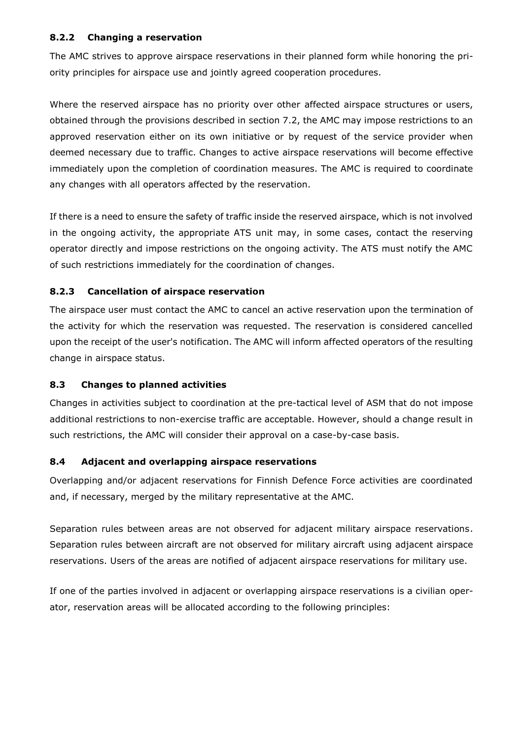### 8.2.2 Changing a reservation

The AMC strives to approve airspace reservations in their planned form while honoring the priority principles for airspace use and jointly agreed cooperation procedures.

Where the reserved airspace has no priority over other affected airspace structures or users, obtained through the provisions described in section 7.2, the AMC may impose restrictions to an approved reservation either on its own initiative or by request of the service provider when deemed necessary due to traffic. Changes to active airspace reservations will become effective immediately upon the completion of coordination measures. The AMC is required to coordinate any changes with all operators affected by the reservation.

If there is a need to ensure the safety of traffic inside the reserved airspace, which is not involved in the ongoing activity, the appropriate ATS unit may, in some cases, contact the reserving operator directly and impose restrictions on the ongoing activity. The ATS must notify the AMC of such restrictions immediately for the coordination of changes.

### 8.2.3 Cancellation of airspace reservation

The airspace user must contact the AMC to cancel an active reservation upon the termination of the activity for which the reservation was requested. The reservation is considered cancelled upon the receipt of the user's notification. The AMC will inform affected operators of the resulting change in airspace status.

## 8.3 Changes to planned activities

Changes in activities subject to coordination at the pre-tactical level of ASM that do not impose additional restrictions to non-exercise traffic are acceptable. However, should a change result in such restrictions, the AMC will consider their approval on a case-by-case basis.

## 8.4 Adjacent and overlapping airspace reservations

Overlapping and/or adjacent reservations for Finnish Defence Force activities are coordinated and, if necessary, merged by the military representative at the AMC.

Separation rules between areas are not observed for adjacent military airspace reservations. Separation rules between aircraft are not observed for military aircraft using adjacent airspace reservations. Users of the areas are notified of adjacent airspace reservations for military use.

If one of the parties involved in adjacent or overlapping airspace reservations is a civilian operator, reservation areas will be allocated according to the following principles: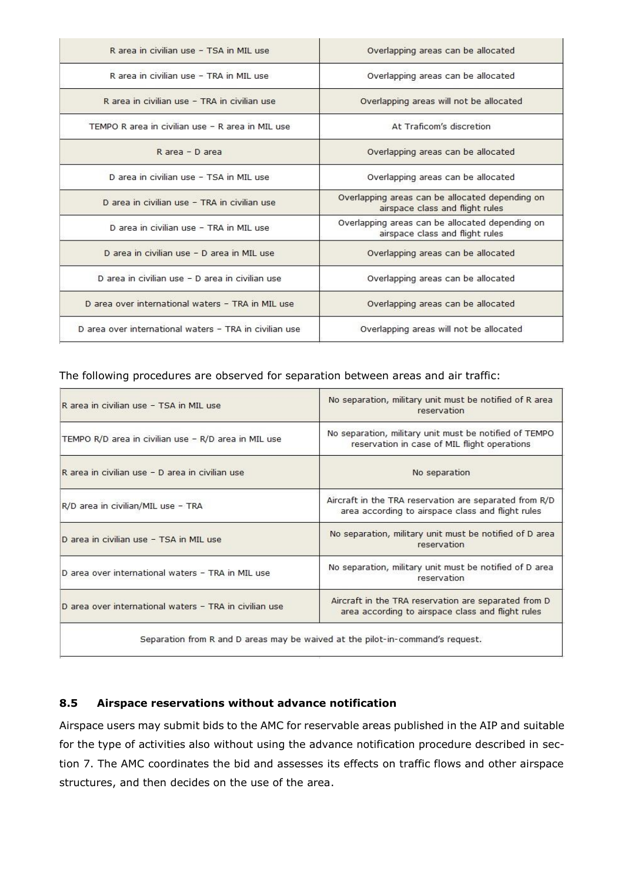| R area in civilian use – TSA in MIL use | Overlapping areas can be allocated |
|---|---|
| R area in civilian use – TRA in MIL use | Overlapping areas can be allocated |
| R area in civilian use – TRA in civilian use | Overlapping areas will not be allocated |
| TEMPO R area in civilian use – R area in MIL use | At Traficom's discretion |
| R area – D area | Overlapping areas can be allocated |
| D area in civilian use – TSA in MIL use | Overlapping areas can be allocated |
| D area in civilian use – TRA in civilian use | Overlapping areas can be allocated depending on airspace class and flight rules |
| D area in civilian use – TRA in MIL use | Overlapping areas can be allocated depending on airspace class and flight rules |
| D area in civilian use – D area in MIL use | Overlapping areas can be allocated |
| D area in civilian use – D area in civilian use | Overlapping areas can be allocated |
| D area over international waters – TRA in MIL use | Overlapping areas can be allocated |
| D area over international waters – TRA in civilian use | Overlapping areas will not be allocated |

The following procedures are observed for separation between areas and air traffic:

| R area in civilian use – TSA in MIL use | No separation, military unit must be notified of R area reservation |
|---|---|
| TEMPO R/D area in civilian use – R/D area in MIL use | No separation, military unit must be notified of TEMPO reservation in case of MIL flight operations |
| R area in civilian use – D area in civilian use | No separation |
| R/D area in civilian/MIL use – TRA | Aircraft in the TRA reservation are separated from R/D area according to airspace class and flight rules |
| D area in civilian use – TSA in MIL use | No separation, military unit must be notified of D area reservation |
| D area over international waters – TRA in MIL use | No separation, military unit must be notified of D area reservation |
| D area over international waters – TRA in civilian use | Aircraft in the TRA reservation are separated from D area according to airspace class and flight rules |
| Separation from R and D areas may be waived at the pilot-in-command's request. | |

### 8.5 Airspace reservations without advance notification

Airspace users may submit bids to the AMC for reservable areas published in the AIP and suitable for the type of activities also without using the advance notification procedure described in section 7. The AMC coordinates the bid and assesses its effects on traffic flows and other airspace structures, and then decides on the use of the area.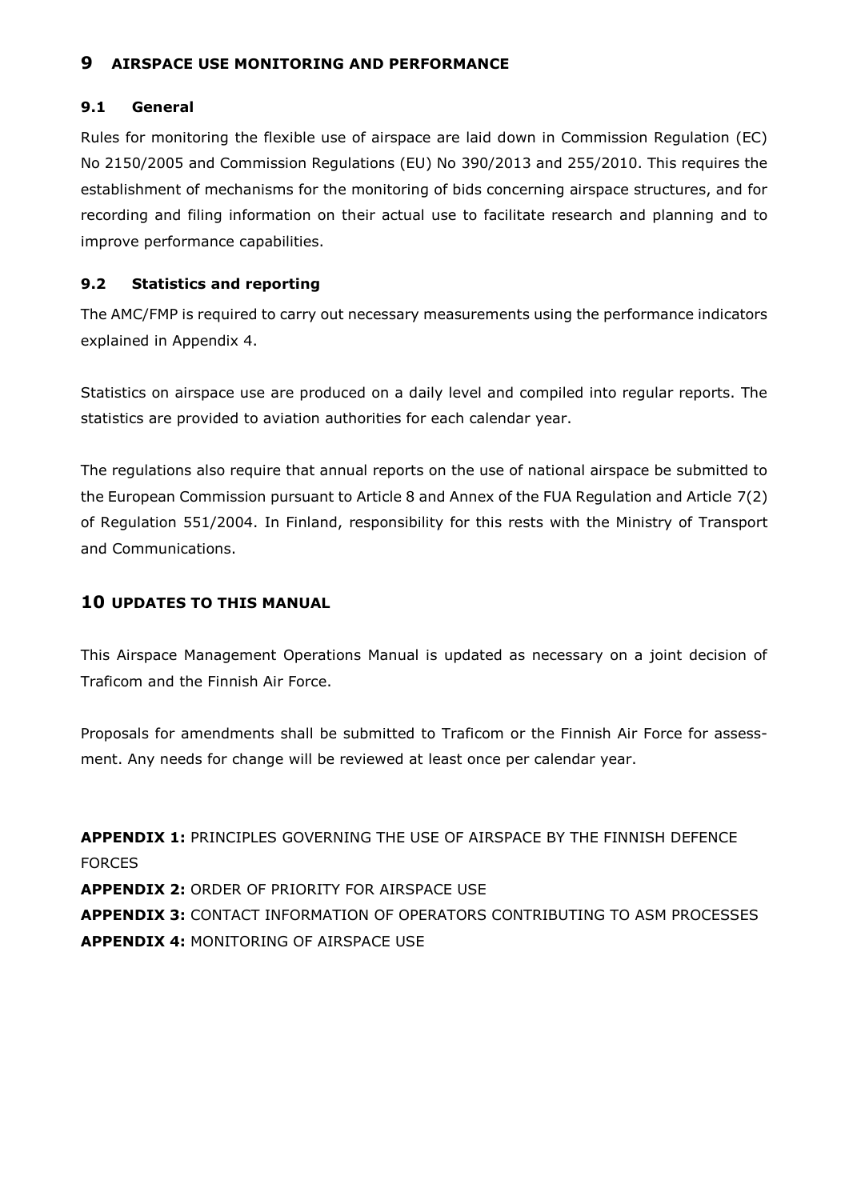# 9 AIRSPACE USE MONITORING AND PERFORMANCE

## 9.1 General

Rules for monitoring the flexible use of airspace are laid down in Commission Regulation (EC) No 2150/2005 and Commission Regulations (EU) No 390/2013 and 255/2010. This requires the establishment of mechanisms for the monitoring of bids concerning airspace structures, and for recording and filing information on their actual use to facilitate research and planning and to improve performance capabilities.

## 9.2 Statistics and reporting

The AMC/FMP is required to carry out necessary measurements using the performance indicators explained in Appendix 4.

Statistics on airspace use are produced on a daily level and compiled into regular reports. The statistics are provided to aviation authorities for each calendar year.

The regulations also require that annual reports on the use of national airspace be submitted to the European Commission pursuant to Article 8 and Annex of the FUA Regulation and Article 7(2) of Regulation 551/2004. In Finland, responsibility for this rests with the Ministry of Transport and Communications.

# 10 UPDATES TO THIS MANUAL

This Airspace Management Operations Manual is updated as necessary on a joint decision of Traficom and the Finnish Air Force.

Proposals for amendments shall be submitted to Traficom or the Finnish Air Force for assessment. Any needs for change will be reviewed at least once per calendar year.

**APPENDIX 1:** PRINCIPLES GOVERNING THE USE OF AIRSPACE BY THE FINNISH DEFENCE FORCES
**APPENDIX 2:** ORDER OF PRIORITY FOR AIRSPACE USE
**APPENDIX 3:** CONTACT INFORMATION OF OPERATORS CONTRIBUTING TO ASM PROCESSES
**APPENDIX 4:** MONITORING OF AIRSPACE USE